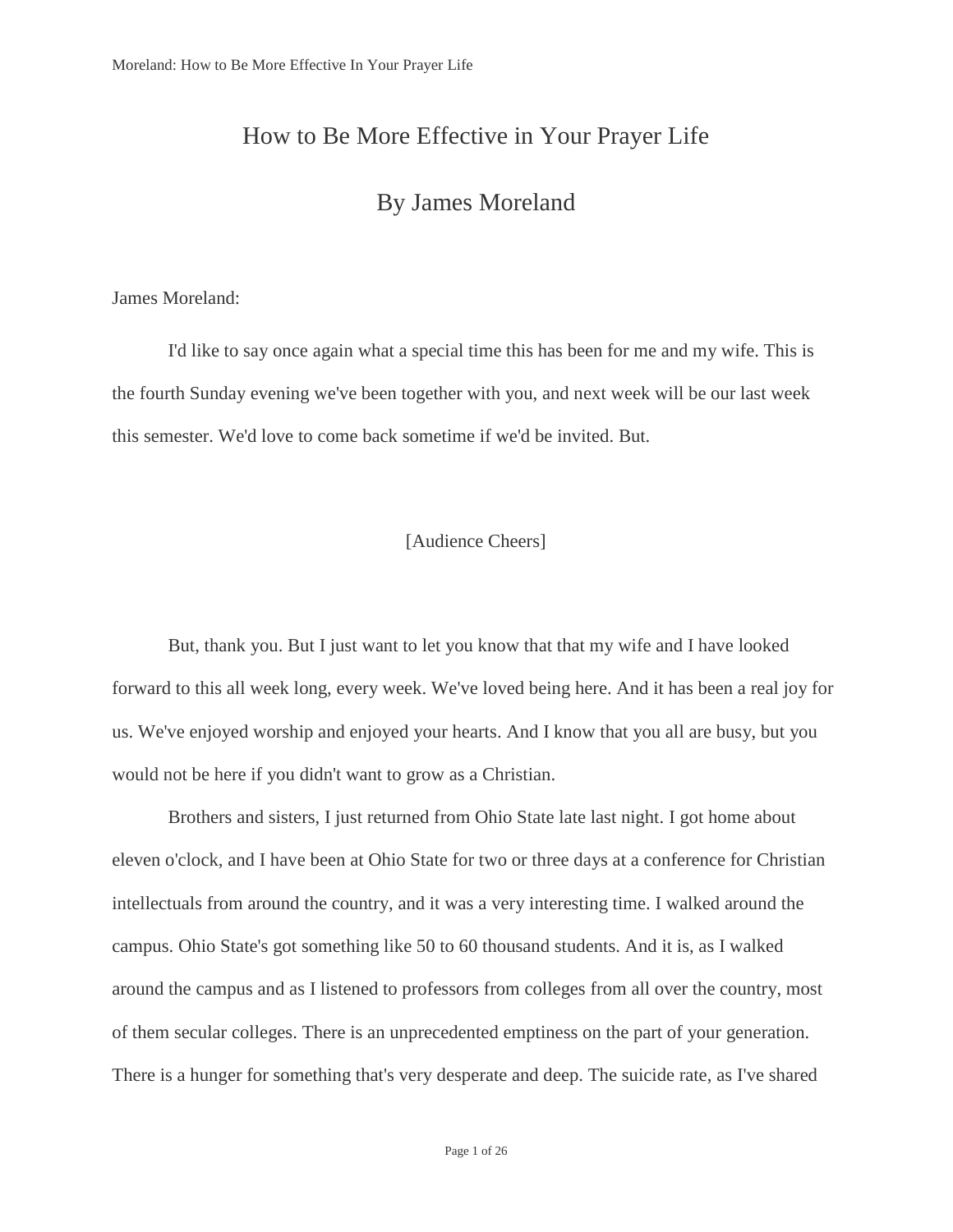# How to Be More Effective in Your Prayer Life

## By James Moreland

James Moreland:

I'd like to say once again what a special time this has been for me and my wife. This is the fourth Sunday evening we've been together with you, and next week will be our last week this semester. We'd love to come back sometime if we'd be invited. But.

[Audience Cheers]

But, thank you. But I just want to let you know that that my wife and I have looked forward to this all week long, every week. We've loved being here. And it has been a real joy for us. We've enjoyed worship and enjoyed your hearts. And I know that you all are busy, but you would not be here if you didn't want to grow as a Christian.

Brothers and sisters, I just returned from Ohio State late last night. I got home about eleven o'clock, and I have been at Ohio State for two or three days at a conference for Christian intellectuals from around the country, and it was a very interesting time. I walked around the campus. Ohio State's got something like 50 to 60 thousand students. And it is, as I walked around the campus and as I listened to professors from colleges from all over the country, most of them secular colleges. There is an unprecedented emptiness on the part of your generation. There is a hunger for something that's very desperate and deep. The suicide rate, as I've shared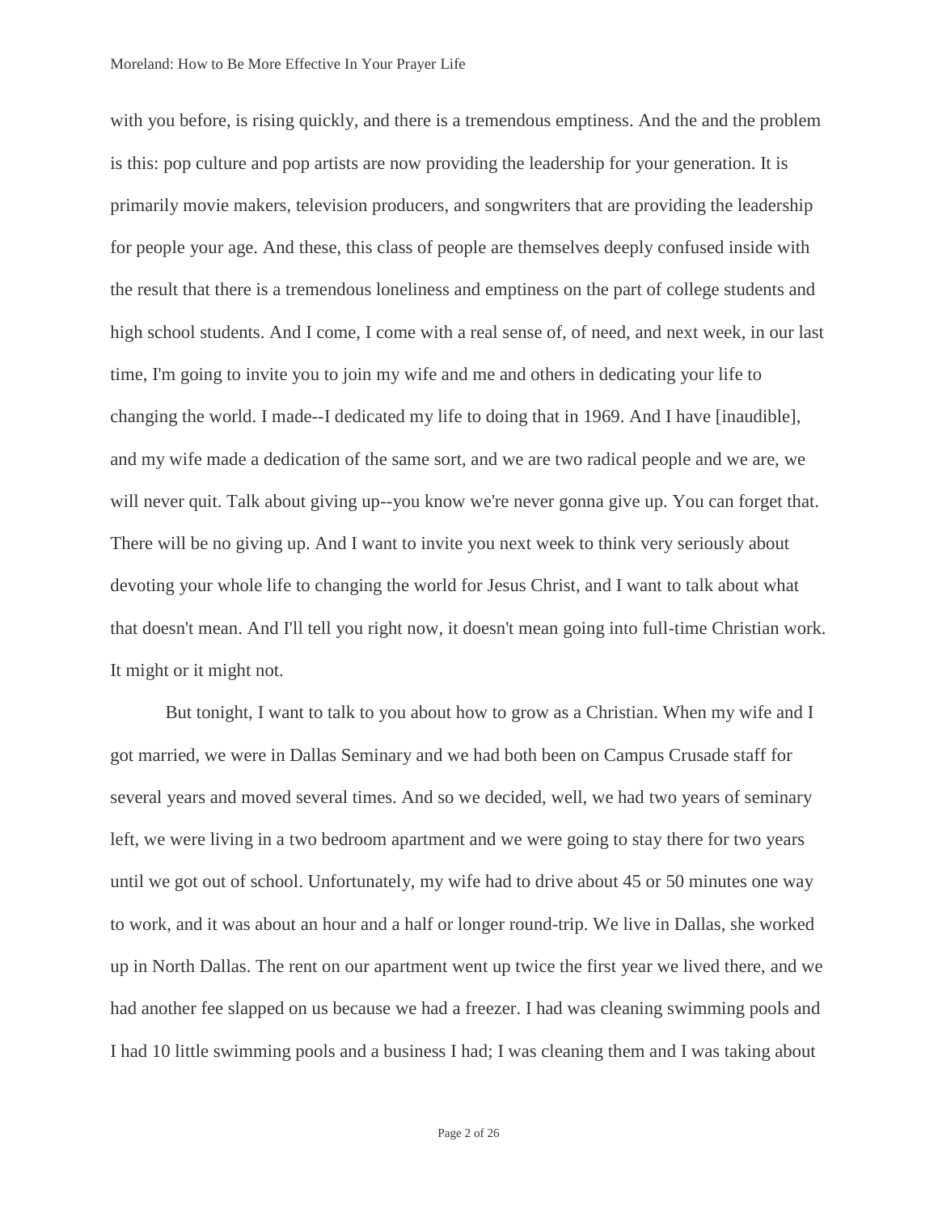with you before, is rising quickly, and there is a tremendous emptiness. And the and the problem is this: pop culture and pop artists are now providing the leadership for your generation. It is primarily movie makers, television producers, and songwriters that are providing the leadership for people your age. And these, this class of people are themselves deeply confused inside with the result that there is a tremendous loneliness and emptiness on the part of college students and high school students. And I come, I come with a real sense of, of need, and next week, in our last time, I'm going to invite you to join my wife and me and others in dedicating your life to changing the world. I made--I dedicated my life to doing that in 1969. And I have [inaudible], and my wife made a dedication of the same sort, and we are two radical people and we are, we will never quit. Talk about giving up--you know we're never gonna give up. You can forget that. There will be no giving up. And I want to invite you next week to think very seriously about devoting your whole life to changing the world for Jesus Christ, and I want to talk about what that doesn't mean. And I'll tell you right now, it doesn't mean going into full-time Christian work. It might or it might not.

But tonight, I want to talk to you about how to grow as a Christian. When my wife and I got married, we were in Dallas Seminary and we had both been on Campus Crusade staff for several years and moved several times. And so we decided, well, we had two years of seminary left, we were living in a two bedroom apartment and we were going to stay there for two years until we got out of school. Unfortunately, my wife had to drive about 45 or 50 minutes one way to work, and it was about an hour and a half or longer round-trip. We live in Dallas, she worked up in North Dallas. The rent on our apartment went up twice the first year we lived there, and we had another fee slapped on us because we had a freezer. I had was cleaning swimming pools and I had 10 little swimming pools and a business I had; I was cleaning them and I was taking about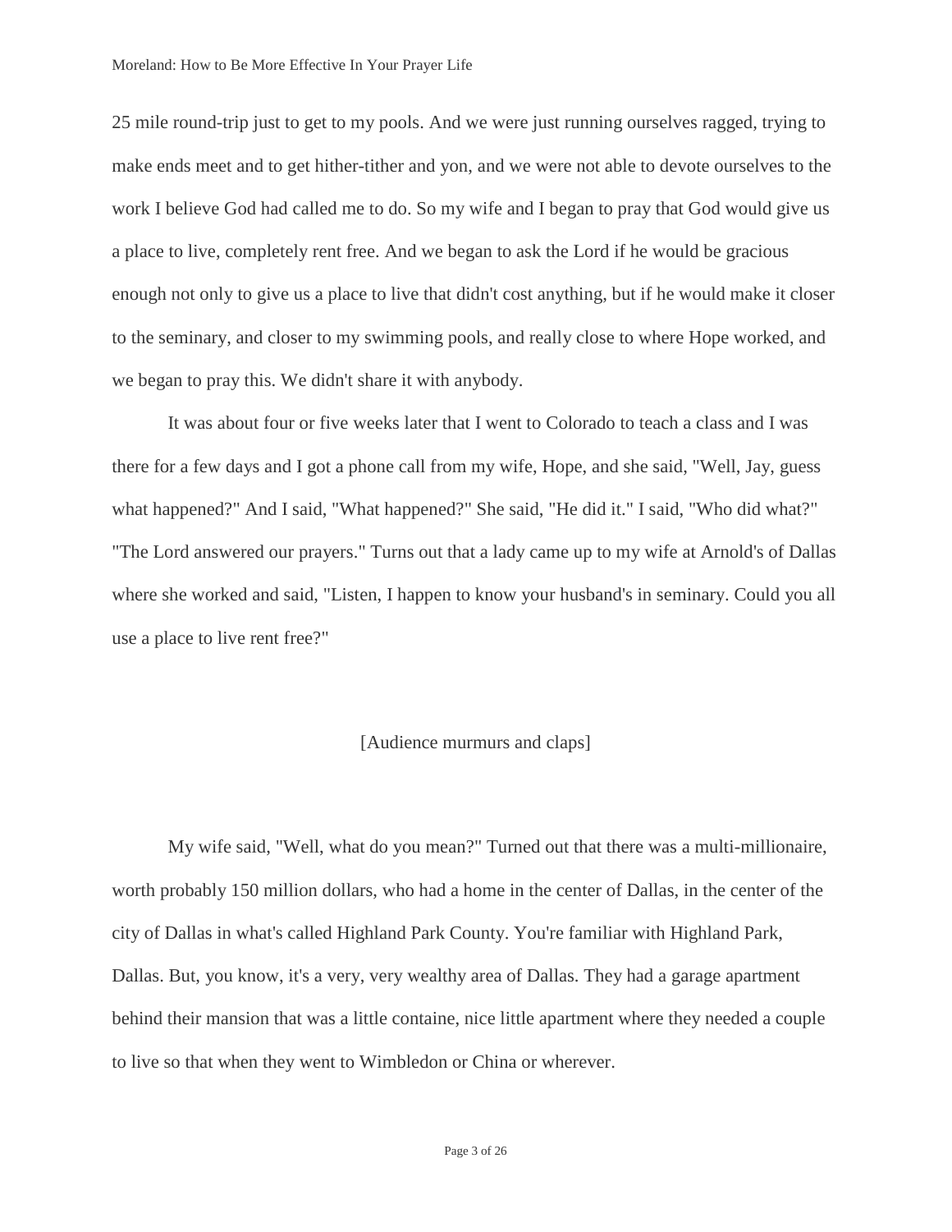25 mile round-trip just to get to my pools. And we were just running ourselves ragged, trying to make ends meet and to get hither-tither and yon, and we were not able to devote ourselves to the work I believe God had called me to do. So my wife and I began to pray that God would give us a place to live, completely rent free. And we began to ask the Lord if he would be gracious enough not only to give us a place to live that didn't cost anything, but if he would make it closer to the seminary, and closer to my swimming pools, and really close to where Hope worked, and we began to pray this. We didn't share it with anybody.

It was about four or five weeks later that I went to Colorado to teach a class and I was there for a few days and I got a phone call from my wife, Hope, and she said, "Well, Jay, guess what happened?" And I said, "What happened?" She said, "He did it." I said, "Who did what?" "The Lord answered our prayers." Turns out that a lady came up to my wife at Arnold's of Dallas where she worked and said, "Listen, I happen to know your husband's in seminary. Could you all use a place to live rent free?"

[Audience murmurs and claps]

My wife said, "Well, what do you mean?" Turned out that there was a multi-millionaire, worth probably 150 million dollars, who had a home in the center of Dallas, in the center of the city of Dallas in what's called Highland Park County. You're familiar with Highland Park, Dallas. But, you know, it's a very, very wealthy area of Dallas. They had a garage apartment behind their mansion that was a little containe, nice little apartment where they needed a couple to live so that when they went to Wimbledon or China or wherever.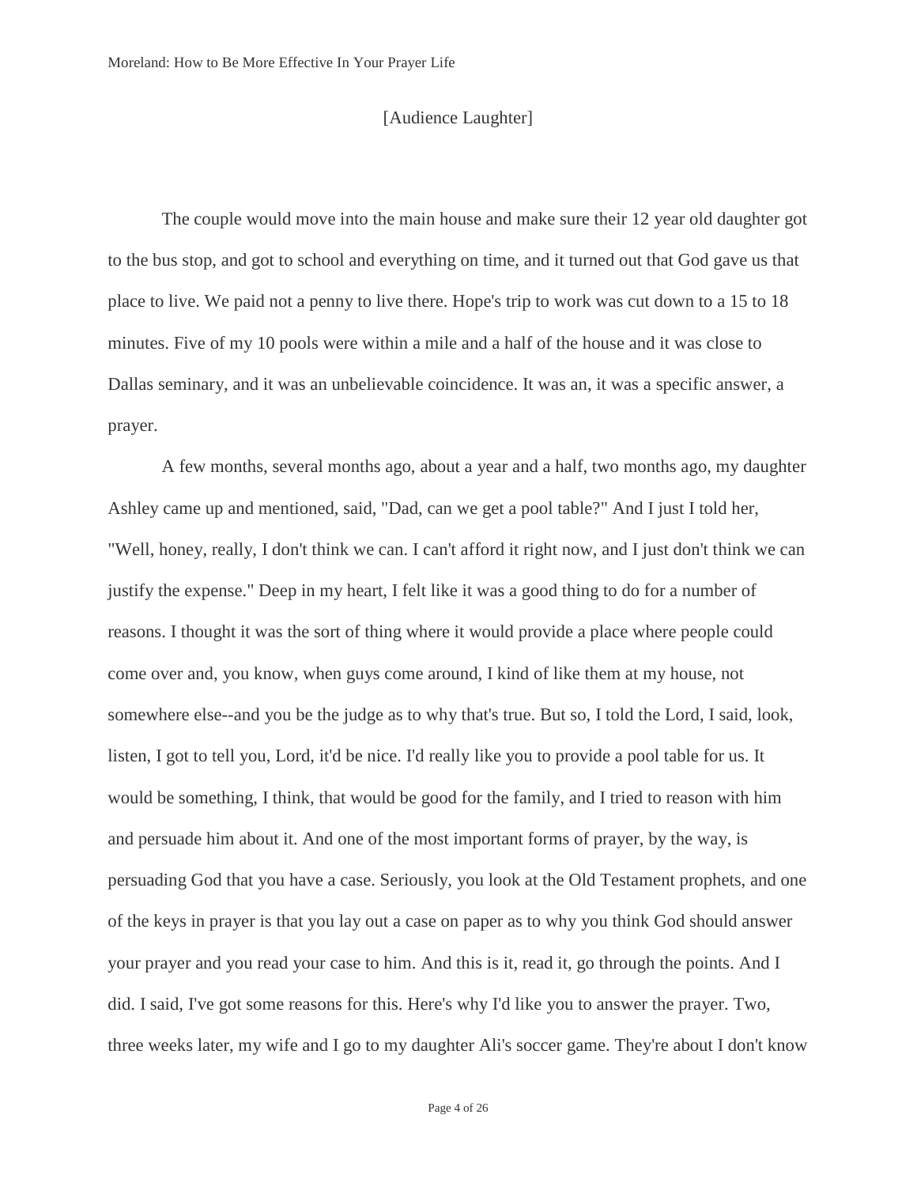[Audience Laughter]

The couple would move into the main house and make sure their 12 year old daughter got to the bus stop, and got to school and everything on time, and it turned out that God gave us that place to live. We paid not a penny to live there. Hope's trip to work was cut down to a 15 to 18 minutes. Five of my 10 pools were within a mile and a half of the house and it was close to Dallas seminary, and it was an unbelievable coincidence. It was an, it was a specific answer, a prayer.

A few months, several months ago, about a year and a half, two months ago, my daughter Ashley came up and mentioned, said, "Dad, can we get a pool table?" And I just I told her, "Well, honey, really, I don't think we can. I can't afford it right now, and I just don't think we can justify the expense." Deep in my heart, I felt like it was a good thing to do for a number of reasons. I thought it was the sort of thing where it would provide a place where people could come over and, you know, when guys come around, I kind of like them at my house, not somewhere else--and you be the judge as to why that's true. But so, I told the Lord, I said, look, listen, I got to tell you, Lord, it'd be nice. I'd really like you to provide a pool table for us. It would be something, I think, that would be good for the family, and I tried to reason with him and persuade him about it. And one of the most important forms of prayer, by the way, is persuading God that you have a case. Seriously, you look at the Old Testament prophets, and one of the keys in prayer is that you lay out a case on paper as to why you think God should answer your prayer and you read your case to him. And this is it, read it, go through the points. And I did. I said, I've got some reasons for this. Here's why I'd like you to answer the prayer. Two, three weeks later, my wife and I go to my daughter Ali's soccer game. They're about I don't know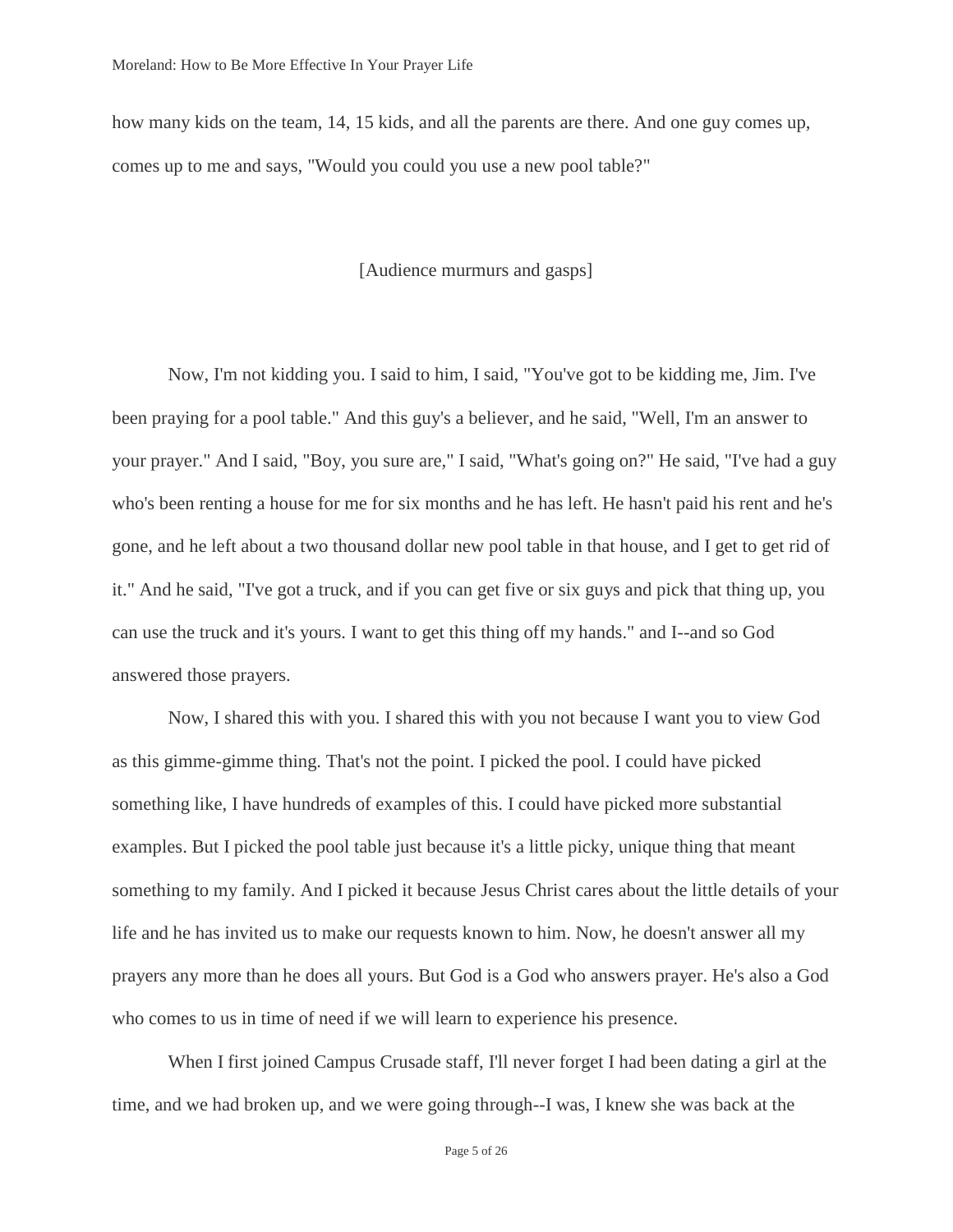how many kids on the team, 14, 15 kids, and all the parents are there. And one guy comes up, comes up to me and says, "Would you could you use a new pool table?"

[Audience murmurs and gasps]

Now, I'm not kidding you. I said to him, I said, "You've got to be kidding me, Jim. I've been praying for a pool table." And this guy's a believer, and he said, "Well, I'm an answer to your prayer." And I said, "Boy, you sure are," I said, "What's going on?" He said, "I've had a guy who's been renting a house for me for six months and he has left. He hasn't paid his rent and he's gone, and he left about a two thousand dollar new pool table in that house, and I get to get rid of it." And he said, "I've got a truck, and if you can get five or six guys and pick that thing up, you can use the truck and it's yours. I want to get this thing off my hands." and I--and so God answered those prayers.

Now, I shared this with you. I shared this with you not because I want you to view God as this gimme-gimme thing. That's not the point. I picked the pool. I could have picked something like, I have hundreds of examples of this. I could have picked more substantial examples. But I picked the pool table just because it's a little picky, unique thing that meant something to my family. And I picked it because Jesus Christ cares about the little details of your life and he has invited us to make our requests known to him. Now, he doesn't answer all my prayers any more than he does all yours. But God is a God who answers prayer. He's also a God who comes to us in time of need if we will learn to experience his presence.

When I first joined Campus Crusade staff, I'll never forget I had been dating a girl at the time, and we had broken up, and we were going through--I was, I knew she was back at the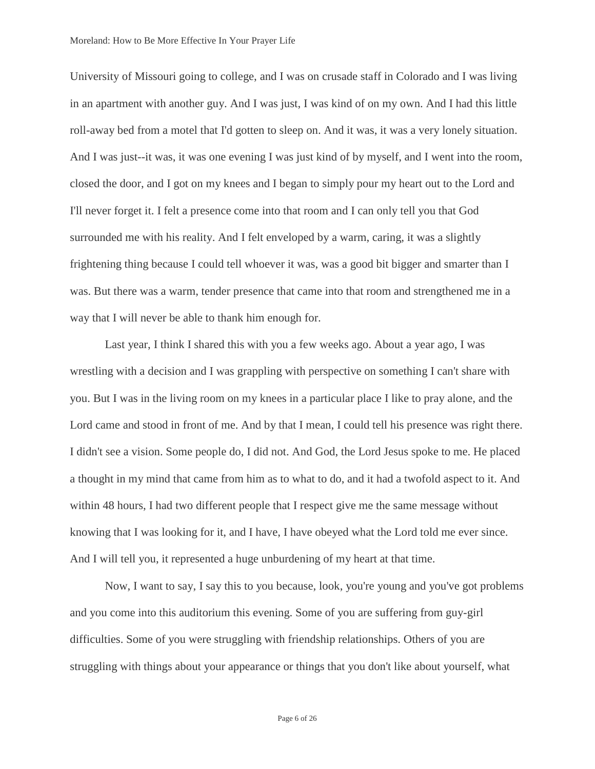University of Missouri going to college, and I was on crusade staff in Colorado and I was living in an apartment with another guy. And I was just, I was kind of on my own. And I had this little roll-away bed from a motel that I'd gotten to sleep on. And it was, it was a very lonely situation. And I was just--it was, it was one evening I was just kind of by myself, and I went into the room, closed the door, and I got on my knees and I began to simply pour my heart out to the Lord and I'll never forget it. I felt a presence come into that room and I can only tell you that God surrounded me with his reality. And I felt enveloped by a warm, caring, it was a slightly frightening thing because I could tell whoever it was, was a good bit bigger and smarter than I was. But there was a warm, tender presence that came into that room and strengthened me in a way that I will never be able to thank him enough for.

Last year, I think I shared this with you a few weeks ago. About a year ago, I was wrestling with a decision and I was grappling with perspective on something I can't share with you. But I was in the living room on my knees in a particular place I like to pray alone, and the Lord came and stood in front of me. And by that I mean, I could tell his presence was right there. I didn't see a vision. Some people do, I did not. And God, the Lord Jesus spoke to me. He placed a thought in my mind that came from him as to what to do, and it had a twofold aspect to it. And within 48 hours, I had two different people that I respect give me the same message without knowing that I was looking for it, and I have, I have obeyed what the Lord told me ever since. And I will tell you, it represented a huge unburdening of my heart at that time.

Now, I want to say, I say this to you because, look, you're young and you've got problems and you come into this auditorium this evening. Some of you are suffering from guy-girl difficulties. Some of you were struggling with friendship relationships. Others of you are struggling with things about your appearance or things that you don't like about yourself, what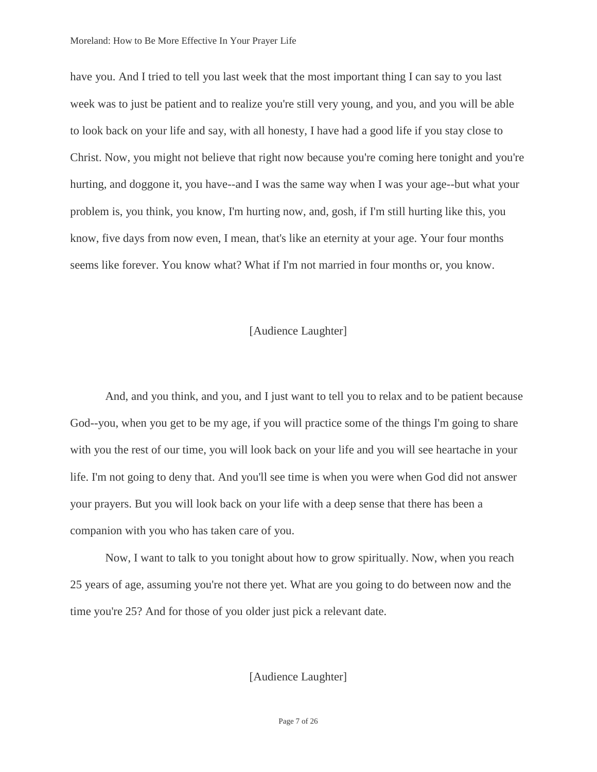have you. And I tried to tell you last week that the most important thing I can say to you last week was to just be patient and to realize you're still very young, and you, and you will be able to look back on your life and say, with all honesty, I have had a good life if you stay close to Christ. Now, you might not believe that right now because you're coming here tonight and you're hurting, and doggone it, you have--and I was the same way when I was your age--but what your problem is, you think, you know, I'm hurting now, and, gosh, if I'm still hurting like this, you know, five days from now even, I mean, that's like an eternity at your age. Your four months seems like forever. You know what? What if I'm not married in four months or, you know.

[Audience Laughter]

And, and you think, and you, and I just want to tell you to relax and to be patient because God--you, when you get to be my age, if you will practice some of the things I'm going to share with you the rest of our time, you will look back on your life and you will see heartache in your life. I'm not going to deny that. And you'll see time is when you were when God did not answer your prayers. But you will look back on your life with a deep sense that there has been a companion with you who has taken care of you.

Now, I want to talk to you tonight about how to grow spiritually. Now, when you reach 25 years of age, assuming you're not there yet. What are you going to do between now and the time you're 25? And for those of you older just pick a relevant date.

[Audience Laughter]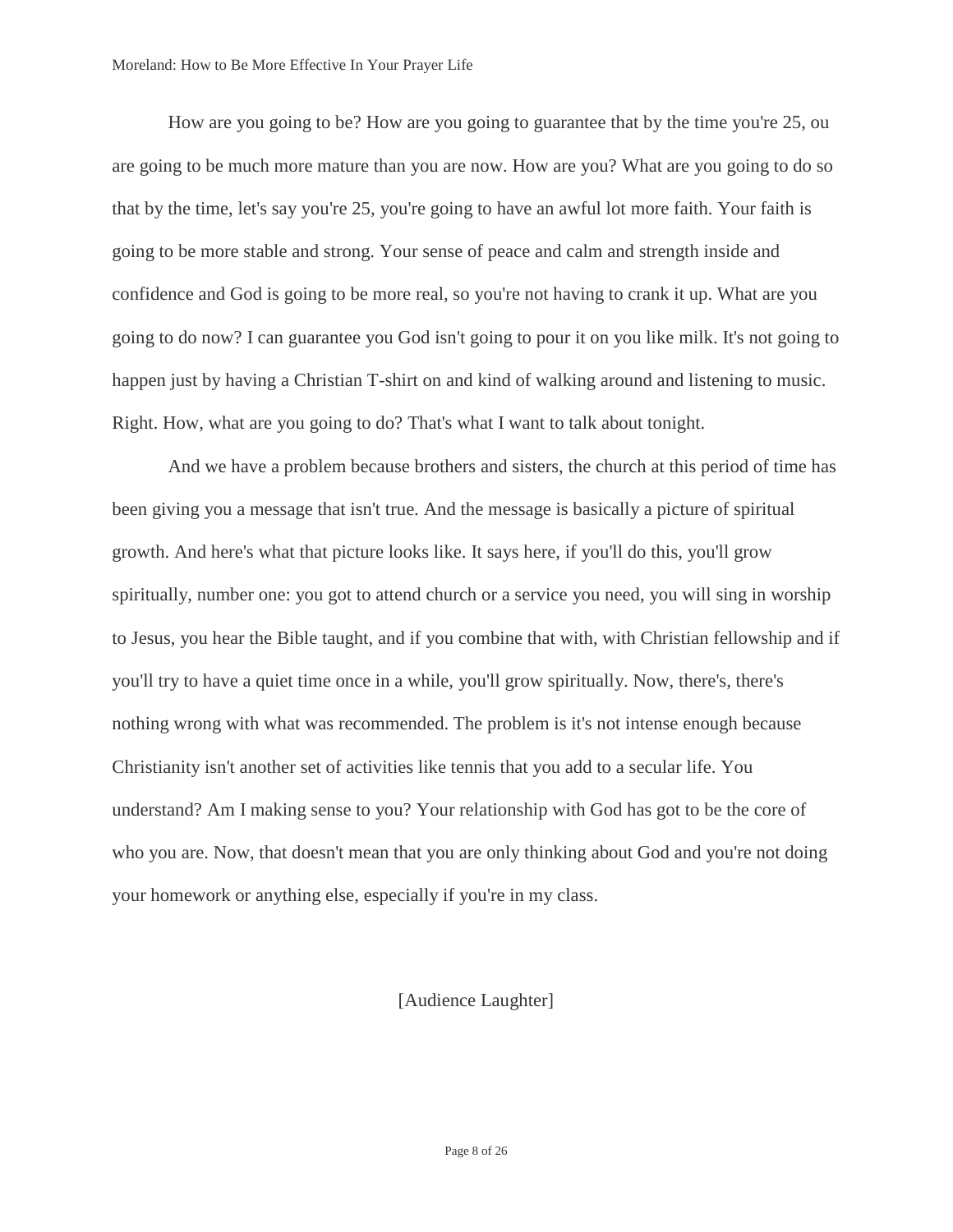How are you going to be? How are you going to guarantee that by the time you're 25, ou are going to be much more mature than you are now. How are you? What are you going to do so that by the time, let's say you're 25, you're going to have an awful lot more faith. Your faith is going to be more stable and strong. Your sense of peace and calm and strength inside and confidence and God is going to be more real, so you're not having to crank it up. What are you going to do now? I can guarantee you God isn't going to pour it on you like milk. It's not going to happen just by having a Christian T-shirt on and kind of walking around and listening to music. Right. How, what are you going to do? That's what I want to talk about tonight.

And we have a problem because brothers and sisters, the church at this period of time has been giving you a message that isn't true. And the message is basically a picture of spiritual growth. And here's what that picture looks like. It says here, if you'll do this, you'll grow spiritually, number one: you got to attend church or a service you need, you will sing in worship to Jesus, you hear the Bible taught, and if you combine that with, with Christian fellowship and if you'll try to have a quiet time once in a while, you'll grow spiritually. Now, there's, there's nothing wrong with what was recommended. The problem is it's not intense enough because Christianity isn't another set of activities like tennis that you add to a secular life. You understand? Am I making sense to you? Your relationship with God has got to be the core of who you are. Now, that doesn't mean that you are only thinking about God and you're not doing your homework or anything else, especially if you're in my class.

[Audience Laughter]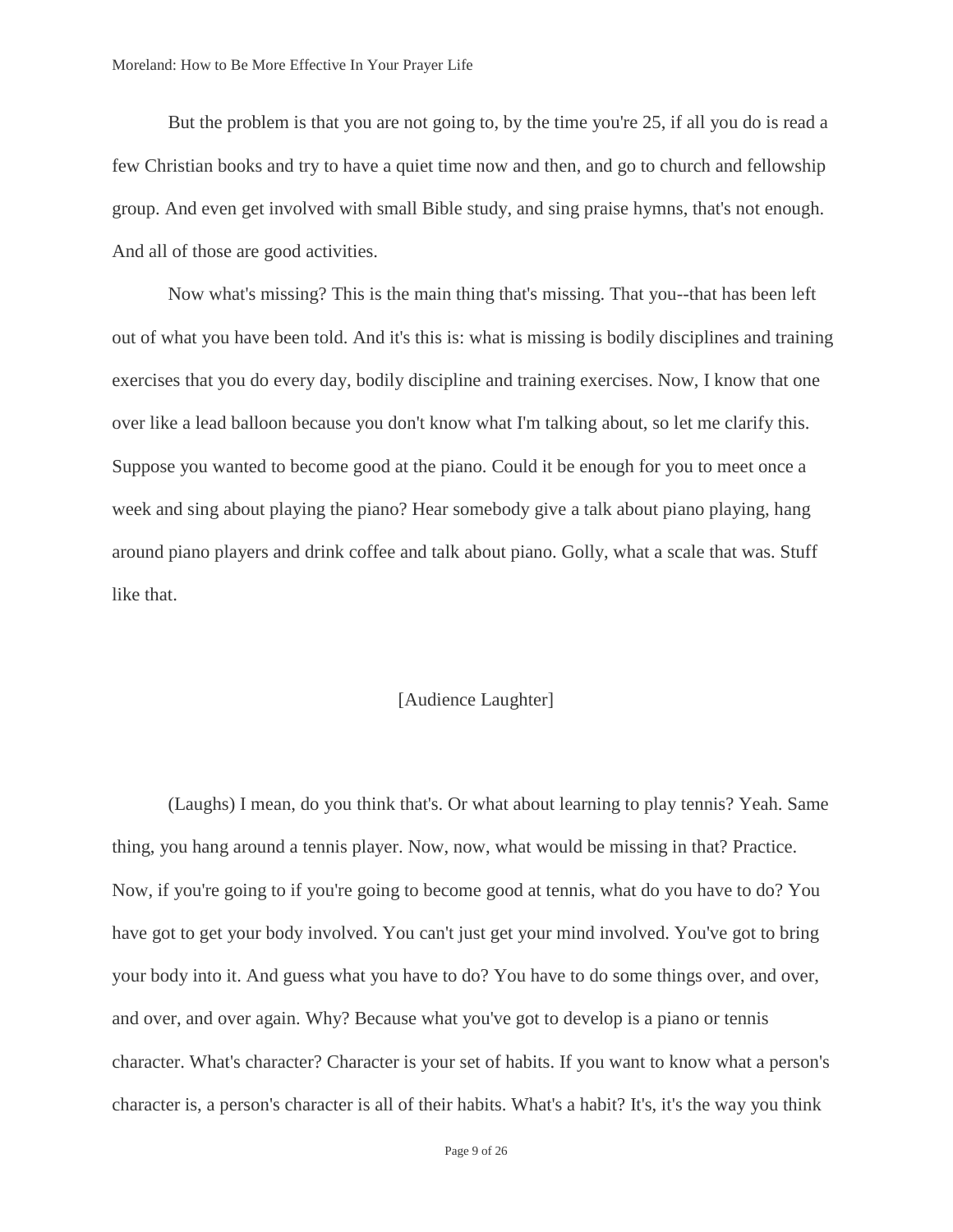But the problem is that you are not going to, by the time you're 25, if all you do is read a few Christian books and try to have a quiet time now and then, and go to church and fellowship group. And even get involved with small Bible study, and sing praise hymns, that's not enough. And all of those are good activities.

Now what's missing? This is the main thing that's missing. That you--that has been left out of what you have been told. And it's this is: what is missing is bodily disciplines and training exercises that you do every day, bodily discipline and training exercises. Now, I know that one over like a lead balloon because you don't know what I'm talking about, so let me clarify this. Suppose you wanted to become good at the piano. Could it be enough for you to meet once a week and sing about playing the piano? Hear somebody give a talk about piano playing, hang around piano players and drink coffee and talk about piano. Golly, what a scale that was. Stuff like that.

[Audience Laughter]

(Laughs) I mean, do you think that's. Or what about learning to play tennis? Yeah. Same thing, you hang around a tennis player. Now, now, what would be missing in that? Practice. Now, if you're going to if you're going to become good at tennis, what do you have to do? You have got to get your body involved. You can't just get your mind involved. You've got to bring your body into it. And guess what you have to do? You have to do some things over, and over, and over, and over again. Why? Because what you've got to develop is a piano or tennis character. What's character? Character is your set of habits. If you want to know what a person's character is, a person's character is all of their habits. What's a habit? It's, it's the way you think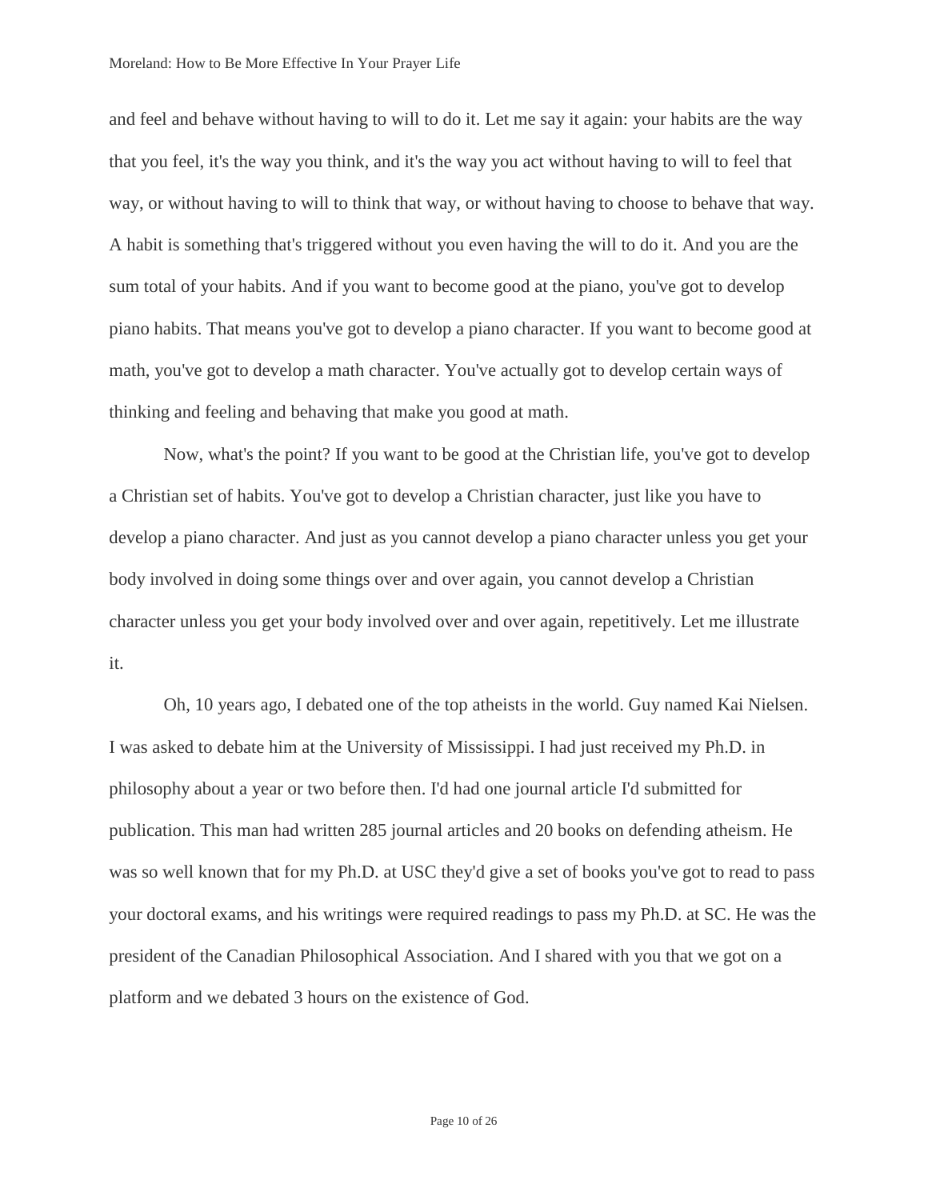and feel and behave without having to will to do it. Let me say it again: your habits are the way that you feel, it's the way you think, and it's the way you act without having to will to feel that way, or without having to will to think that way, or without having to choose to behave that way. A habit is something that's triggered without you even having the will to do it. And you are the sum total of your habits. And if you want to become good at the piano, you've got to develop piano habits. That means you've got to develop a piano character. If you want to become good at math, you've got to develop a math character. You've actually got to develop certain ways of thinking and feeling and behaving that make you good at math.

Now, what's the point? If you want to be good at the Christian life, you've got to develop a Christian set of habits. You've got to develop a Christian character, just like you have to develop a piano character. And just as you cannot develop a piano character unless you get your body involved in doing some things over and over again, you cannot develop a Christian character unless you get your body involved over and over again, repetitively. Let me illustrate it.

Oh, 10 years ago, I debated one of the top atheists in the world. Guy named Kai Nielsen. I was asked to debate him at the University of Mississippi. I had just received my Ph.D. in philosophy about a year or two before then. I'd had one journal article I'd submitted for publication. This man had written 285 journal articles and 20 books on defending atheism. He was so well known that for my Ph.D. at USC they'd give a set of books you've got to read to pass your doctoral exams, and his writings were required readings to pass my Ph.D. at SC. He was the president of the Canadian Philosophical Association. And I shared with you that we got on a platform and we debated 3 hours on the existence of God.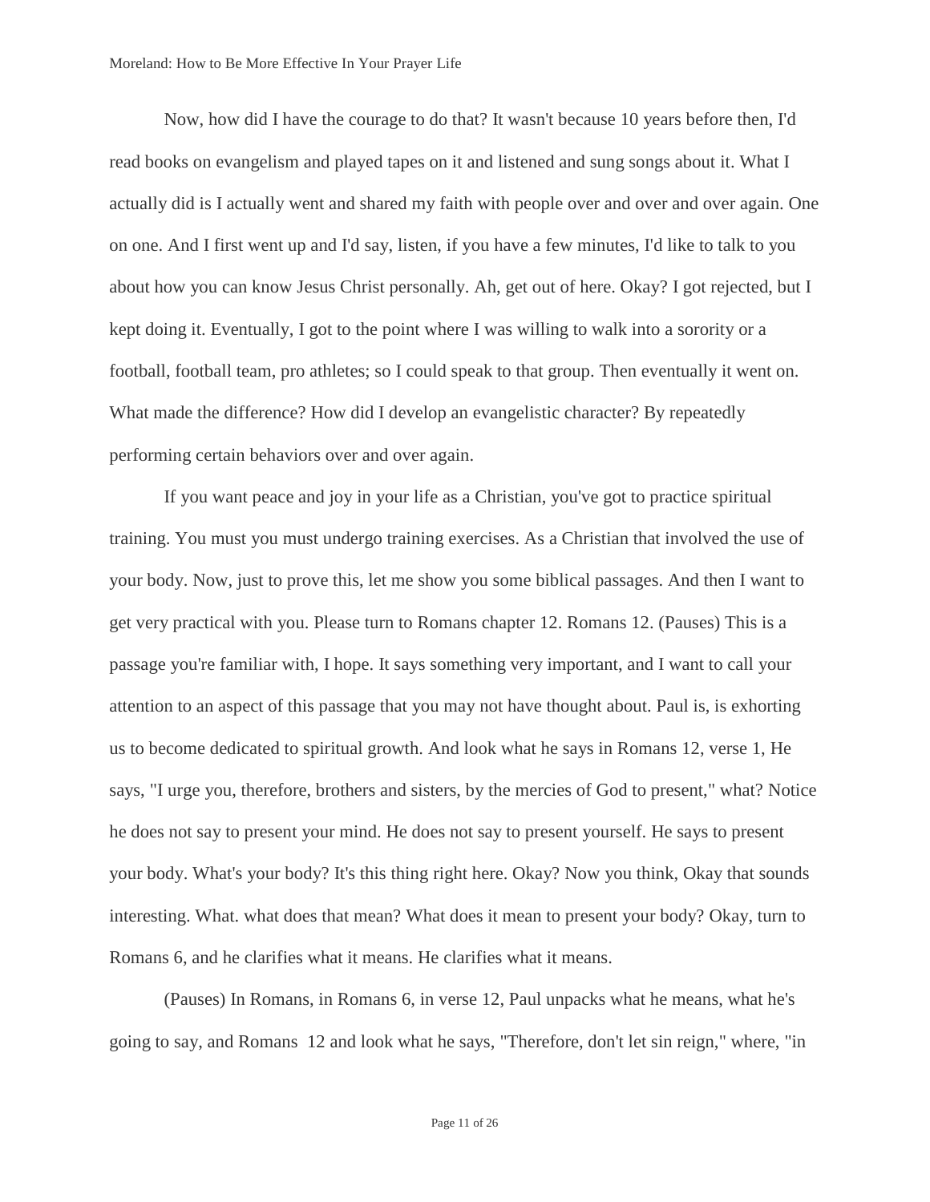Now, how did I have the courage to do that? It wasn't because 10 years before then, I'd read books on evangelism and played tapes on it and listened and sung songs about it. What I actually did is I actually went and shared my faith with people over and over and over again. One on one. And I first went up and I'd say, listen, if you have a few minutes, I'd like to talk to you about how you can know Jesus Christ personally. Ah, get out of here. Okay? I got rejected, but I kept doing it. Eventually, I got to the point where I was willing to walk into a sorority or a football, football team, pro athletes; so I could speak to that group. Then eventually it went on. What made the difference? How did I develop an evangelistic character? By repeatedly performing certain behaviors over and over again.

If you want peace and joy in your life as a Christian, you've got to practice spiritual training. You must you must undergo training exercises. As a Christian that involved the use of your body. Now, just to prove this, let me show you some biblical passages. And then I want to get very practical with you. Please turn to Romans chapter 12. Romans 12. (Pauses) This is a passage you're familiar with, I hope. It says something very important, and I want to call your attention to an aspect of this passage that you may not have thought about. Paul is, is exhorting us to become dedicated to spiritual growth. And look what he says in Romans 12, verse 1, He says, "I urge you, therefore, brothers and sisters, by the mercies of God to present," what? Notice he does not say to present your mind. He does not say to present yourself. He says to present your body. What's your body? It's this thing right here. Okay? Now you think, Okay that sounds interesting. What. what does that mean? What does it mean to present your body? Okay, turn to Romans 6, and he clarifies what it means. He clarifies what it means.

(Pauses) In Romans, in Romans 6, in verse 12, Paul unpacks what he means, what he's going to say, and Romans 12 and look what he says, "Therefore, don't let sin reign," where, "in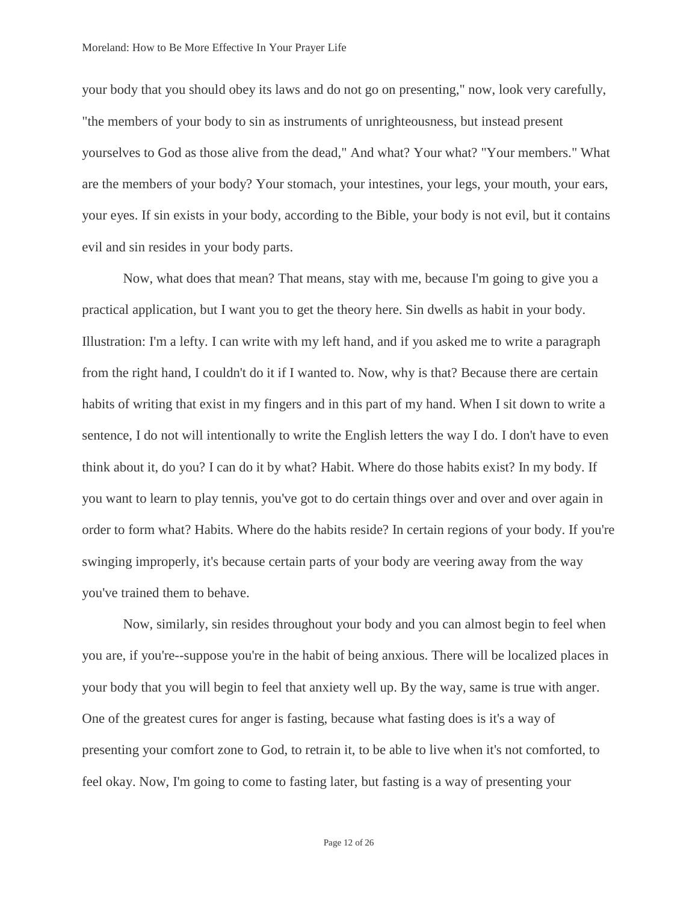your body that you should obey its laws and do not go on presenting," now, look very carefully, "the members of your body to sin as instruments of unrighteousness, but instead present yourselves to God as those alive from the dead," And what? Your what? "Your members." What are the members of your body? Your stomach, your intestines, your legs, your mouth, your ears, your eyes. If sin exists in your body, according to the Bible, your body is not evil, but it contains evil and sin resides in your body parts.

Now, what does that mean? That means, stay with me, because I'm going to give you a practical application, but I want you to get the theory here. Sin dwells as habit in your body. Illustration: I'm a lefty. I can write with my left hand, and if you asked me to write a paragraph from the right hand, I couldn't do it if I wanted to. Now, why is that? Because there are certain habits of writing that exist in my fingers and in this part of my hand. When I sit down to write a sentence, I do not will intentionally to write the English letters the way I do. I don't have to even think about it, do you? I can do it by what? Habit. Where do those habits exist? In my body. If you want to learn to play tennis, you've got to do certain things over and over and over again in order to form what? Habits. Where do the habits reside? In certain regions of your body. If you're swinging improperly, it's because certain parts of your body are veering away from the way you've trained them to behave.

Now, similarly, sin resides throughout your body and you can almost begin to feel when you are, if you're--suppose you're in the habit of being anxious. There will be localized places in your body that you will begin to feel that anxiety well up. By the way, same is true with anger. One of the greatest cures for anger is fasting, because what fasting does is it's a way of presenting your comfort zone to God, to retrain it, to be able to live when it's not comforted, to feel okay. Now, I'm going to come to fasting later, but fasting is a way of presenting your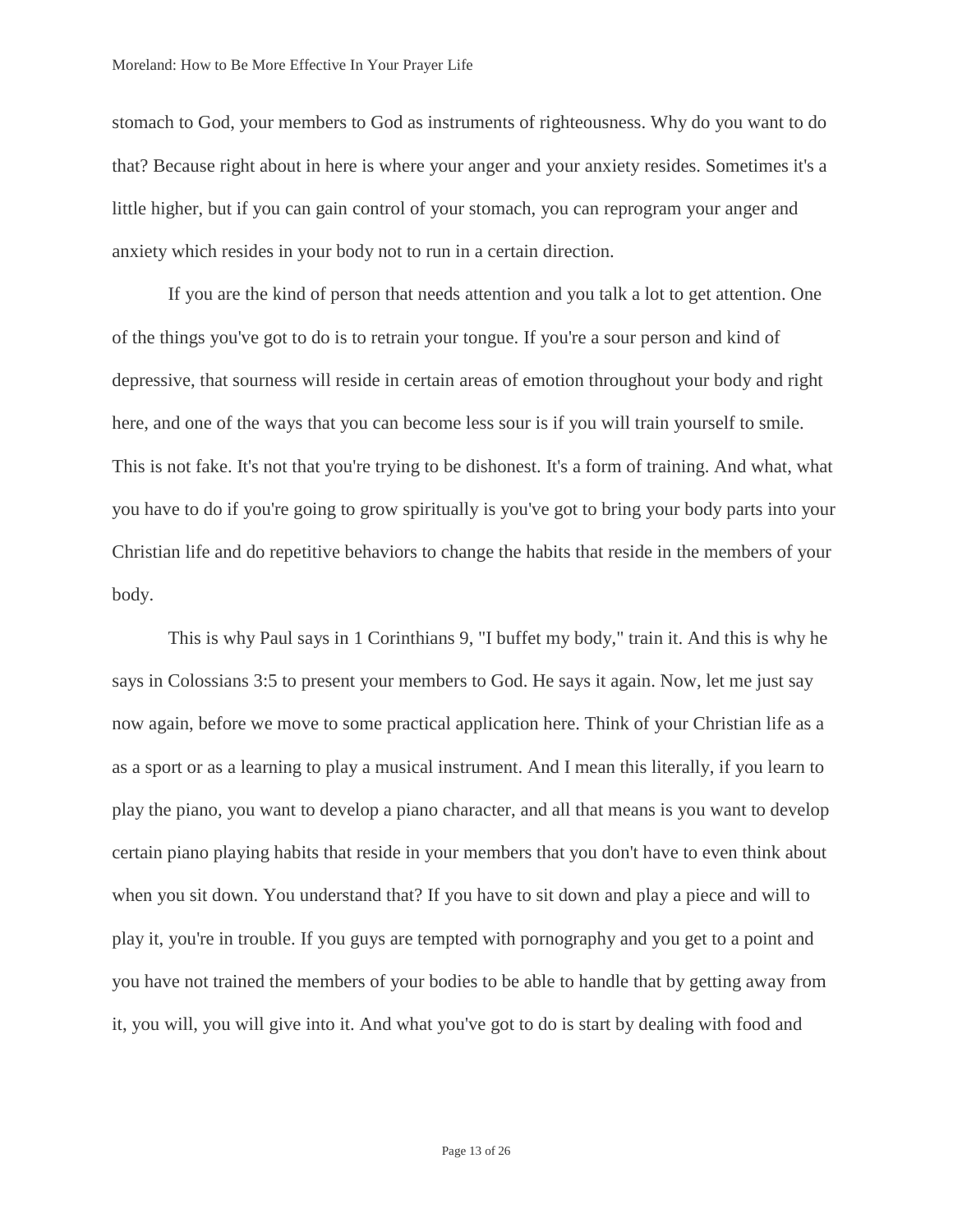stomach to God, your members to God as instruments of righteousness. Why do you want to do that? Because right about in here is where your anger and your anxiety resides. Sometimes it's a little higher, but if you can gain control of your stomach, you can reprogram your anger and anxiety which resides in your body not to run in a certain direction.

If you are the kind of person that needs attention and you talk a lot to get attention. One of the things you've got to do is to retrain your tongue. If you're a sour person and kind of depressive, that sourness will reside in certain areas of emotion throughout your body and right here, and one of the ways that you can become less sour is if you will train yourself to smile. This is not fake. It's not that you're trying to be dishonest. It's a form of training. And what, what you have to do if you're going to grow spiritually is you've got to bring your body parts into your Christian life and do repetitive behaviors to change the habits that reside in the members of your body.

This is why Paul says in 1 Corinthians 9, "I buffet my body," train it. And this is why he says in Colossians 3:5 to present your members to God. He says it again. Now, let me just say now again, before we move to some practical application here. Think of your Christian life as a as a sport or as a learning to play a musical instrument. And I mean this literally, if you learn to play the piano, you want to develop a piano character, and all that means is you want to develop certain piano playing habits that reside in your members that you don't have to even think about when you sit down. You understand that? If you have to sit down and play a piece and will to play it, you're in trouble. If you guys are tempted with pornography and you get to a point and you have not trained the members of your bodies to be able to handle that by getting away from it, you will, you will give into it. And what you've got to do is start by dealing with food and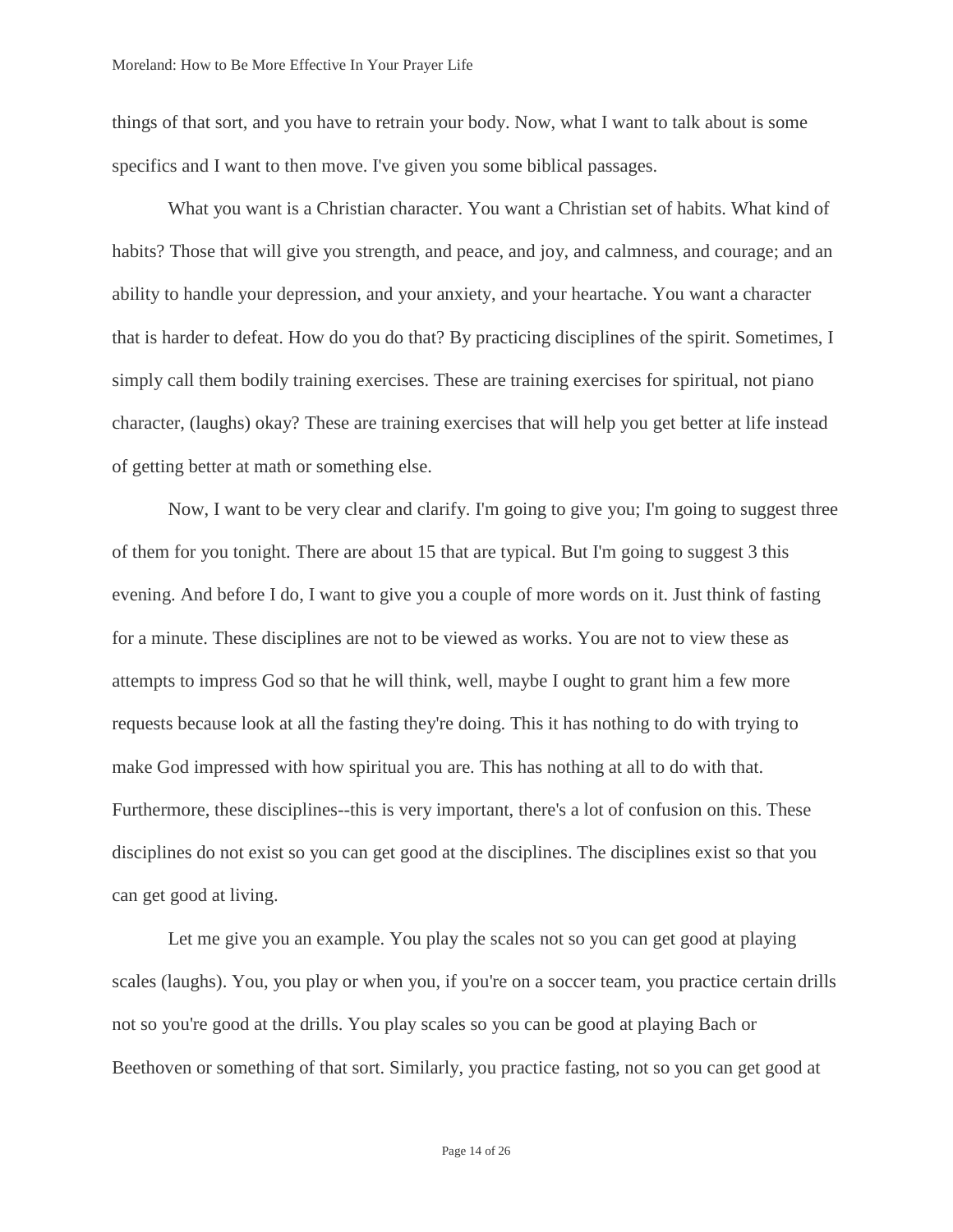things of that sort, and you have to retrain your body. Now, what I want to talk about is some specifics and I want to then move. I've given you some biblical passages.

What you want is a Christian character. You want a Christian set of habits. What kind of habits? Those that will give you strength, and peace, and joy, and calmness, and courage; and an ability to handle your depression, and your anxiety, and your heartache. You want a character that is harder to defeat. How do you do that? By practicing disciplines of the spirit. Sometimes, I simply call them bodily training exercises. These are training exercises for spiritual, not piano character, (laughs) okay? These are training exercises that will help you get better at life instead of getting better at math or something else.

Now, I want to be very clear and clarify. I'm going to give you; I'm going to suggest three of them for you tonight. There are about 15 that are typical. But I'm going to suggest 3 this evening. And before I do, I want to give you a couple of more words on it. Just think of fasting for a minute. These disciplines are not to be viewed as works. You are not to view these as attempts to impress God so that he will think, well, maybe I ought to grant him a few more requests because look at all the fasting they're doing. This it has nothing to do with trying to make God impressed with how spiritual you are. This has nothing at all to do with that. Furthermore, these disciplines--this is very important, there's a lot of confusion on this. These disciplines do not exist so you can get good at the disciplines. The disciplines exist so that you can get good at living.

Let me give you an example. You play the scales not so you can get good at playing scales (laughs). You, you play or when you, if you're on a soccer team, you practice certain drills not so you're good at the drills. You play scales so you can be good at playing Bach or Beethoven or something of that sort. Similarly, you practice fasting, not so you can get good at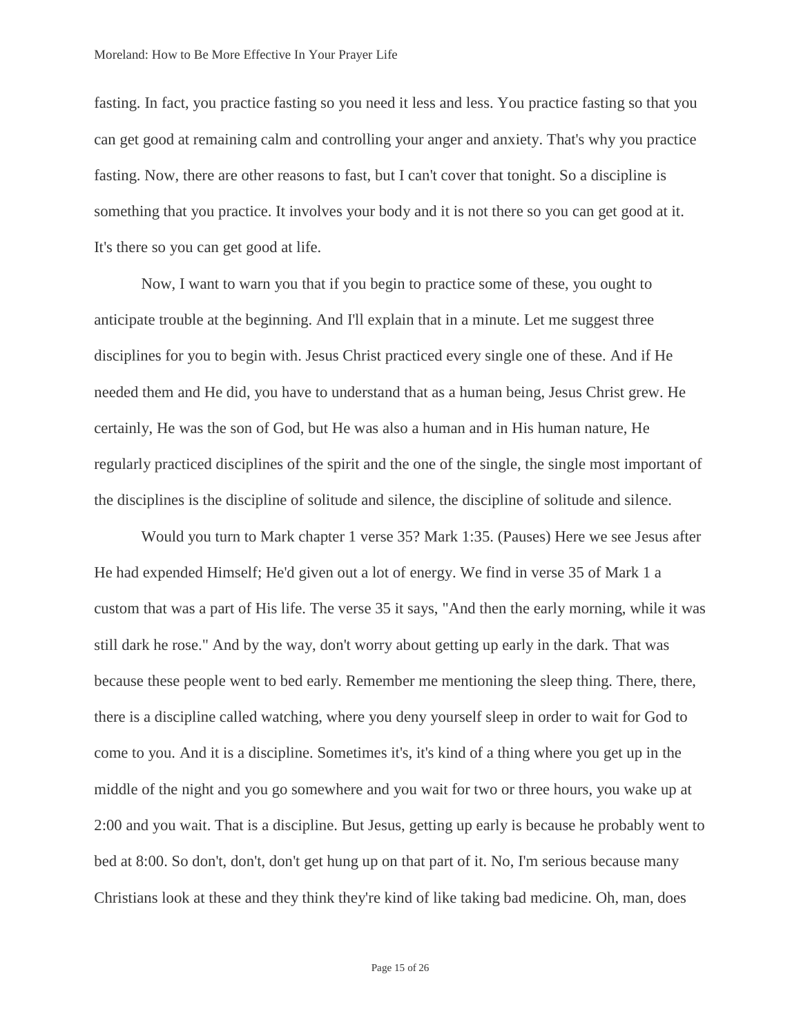fasting. In fact, you practice fasting so you need it less and less. You practice fasting so that you can get good at remaining calm and controlling your anger and anxiety. That's why you practice fasting. Now, there are other reasons to fast, but I can't cover that tonight. So a discipline is something that you practice. It involves your body and it is not there so you can get good at it. It's there so you can get good at life.

Now, I want to warn you that if you begin to practice some of these, you ought to anticipate trouble at the beginning. And I'll explain that in a minute. Let me suggest three disciplines for you to begin with. Jesus Christ practiced every single one of these. And if He needed them and He did, you have to understand that as a human being, Jesus Christ grew. He certainly, He was the son of God, but He was also a human and in His human nature, He regularly practiced disciplines of the spirit and the one of the single, the single most important of the disciplines is the discipline of solitude and silence, the discipline of solitude and silence.

Would you turn to Mark chapter 1 verse 35? Mark 1:35. (Pauses) Here we see Jesus after He had expended Himself; He'd given out a lot of energy. We find in verse 35 of Mark 1 a custom that was a part of His life. The verse 35 it says, "And then the early morning, while it was still dark he rose." And by the way, don't worry about getting up early in the dark. That was because these people went to bed early. Remember me mentioning the sleep thing. There, there, there is a discipline called watching, where you deny yourself sleep in order to wait for God to come to you. And it is a discipline. Sometimes it's, it's kind of a thing where you get up in the middle of the night and you go somewhere and you wait for two or three hours, you wake up at 2:00 and you wait. That is a discipline. But Jesus, getting up early is because he probably went to bed at 8:00. So don't, don't, don't get hung up on that part of it. No, I'm serious because many Christians look at these and they think they're kind of like taking bad medicine. Oh, man, does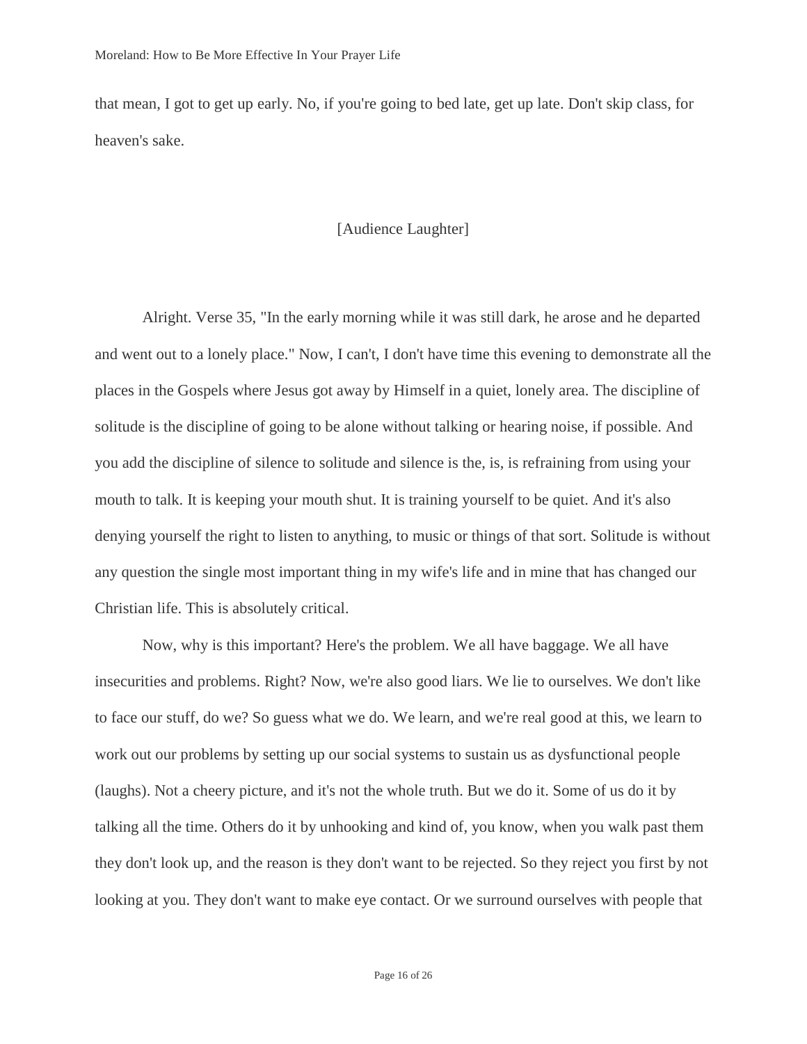that mean, I got to get up early. No, if you're going to bed late, get up late. Don't skip class, for heaven's sake.

[Audience Laughter]

Alright. Verse 35, "In the early morning while it was still dark, he arose and he departed and went out to a lonely place." Now, I can't, I don't have time this evening to demonstrate all the places in the Gospels where Jesus got away by Himself in a quiet, lonely area. The discipline of solitude is the discipline of going to be alone without talking or hearing noise, if possible. And you add the discipline of silence to solitude and silence is the, is, is refraining from using your mouth to talk. It is keeping your mouth shut. It is training yourself to be quiet. And it's also denying yourself the right to listen to anything, to music or things of that sort. Solitude is without any question the single most important thing in my wife's life and in mine that has changed our Christian life. This is absolutely critical.

Now, why is this important? Here's the problem. We all have baggage. We all have insecurities and problems. Right? Now, we're also good liars. We lie to ourselves. We don't like to face our stuff, do we? So guess what we do. We learn, and we're real good at this, we learn to work out our problems by setting up our social systems to sustain us as dysfunctional people (laughs). Not a cheery picture, and it's not the whole truth. But we do it. Some of us do it by talking all the time. Others do it by unhooking and kind of, you know, when you walk past them they don't look up, and the reason is they don't want to be rejected. So they reject you first by not looking at you. They don't want to make eye contact. Or we surround ourselves with people that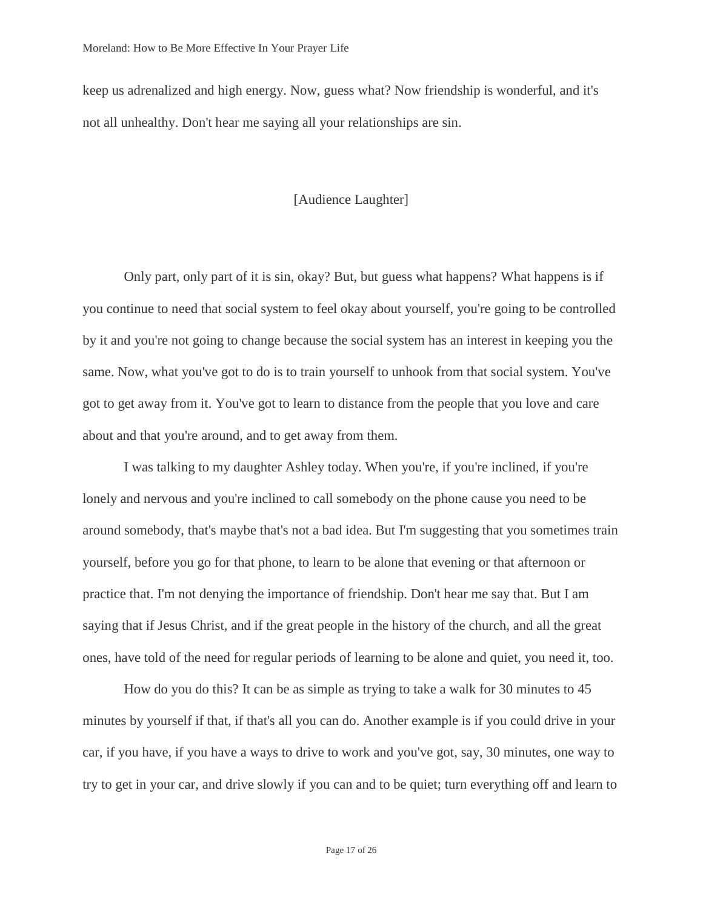keep us adrenalized and high energy. Now, guess what? Now friendship is wonderful, and it's not all unhealthy. Don't hear me saying all your relationships are sin.

[Audience Laughter]

Only part, only part of it is sin, okay? But, but guess what happens? What happens is if you continue to need that social system to feel okay about yourself, you're going to be controlled by it and you're not going to change because the social system has an interest in keeping you the same. Now, what you've got to do is to train yourself to unhook from that social system. You've got to get away from it. You've got to learn to distance from the people that you love and care about and that you're around, and to get away from them.

I was talking to my daughter Ashley today. When you're, if you're inclined, if you're lonely and nervous and you're inclined to call somebody on the phone cause you need to be around somebody, that's maybe that's not a bad idea. But I'm suggesting that you sometimes train yourself, before you go for that phone, to learn to be alone that evening or that afternoon or practice that. I'm not denying the importance of friendship. Don't hear me say that. But I am saying that if Jesus Christ, and if the great people in the history of the church, and all the great ones, have told of the need for regular periods of learning to be alone and quiet, you need it, too.

How do you do this? It can be as simple as trying to take a walk for 30 minutes to 45 minutes by yourself if that, if that's all you can do. Another example is if you could drive in your car, if you have, if you have a ways to drive to work and you've got, say, 30 minutes, one way to try to get in your car, and drive slowly if you can and to be quiet; turn everything off and learn to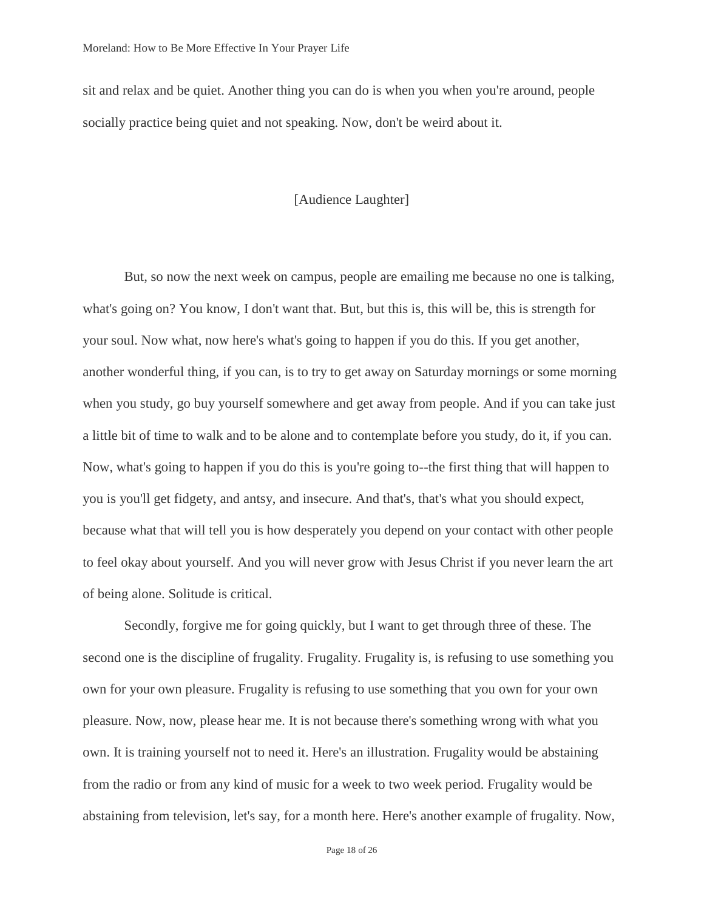sit and relax and be quiet. Another thing you can do is when you when you're around, people socially practice being quiet and not speaking. Now, don't be weird about it.

[Audience Laughter]

But, so now the next week on campus, people are emailing me because no one is talking, what's going on? You know, I don't want that. But, but this is, this will be, this is strength for your soul. Now what, now here's what's going to happen if you do this. If you get another, another wonderful thing, if you can, is to try to get away on Saturday mornings or some morning when you study, go buy yourself somewhere and get away from people. And if you can take just a little bit of time to walk and to be alone and to contemplate before you study, do it, if you can. Now, what's going to happen if you do this is you're going to--the first thing that will happen to you is you'll get fidgety, and antsy, and insecure. And that's, that's what you should expect, because what that will tell you is how desperately you depend on your contact with other people to feel okay about yourself. And you will never grow with Jesus Christ if you never learn the art of being alone. Solitude is critical.

Secondly, forgive me for going quickly, but I want to get through three of these. The second one is the discipline of frugality. Frugality. Frugality is, is refusing to use something you own for your own pleasure. Frugality is refusing to use something that you own for your own pleasure. Now, now, please hear me. It is not because there's something wrong with what you own. It is training yourself not to need it. Here's an illustration. Frugality would be abstaining from the radio or from any kind of music for a week to two week period. Frugality would be abstaining from television, let's say, for a month here. Here's another example of frugality. Now,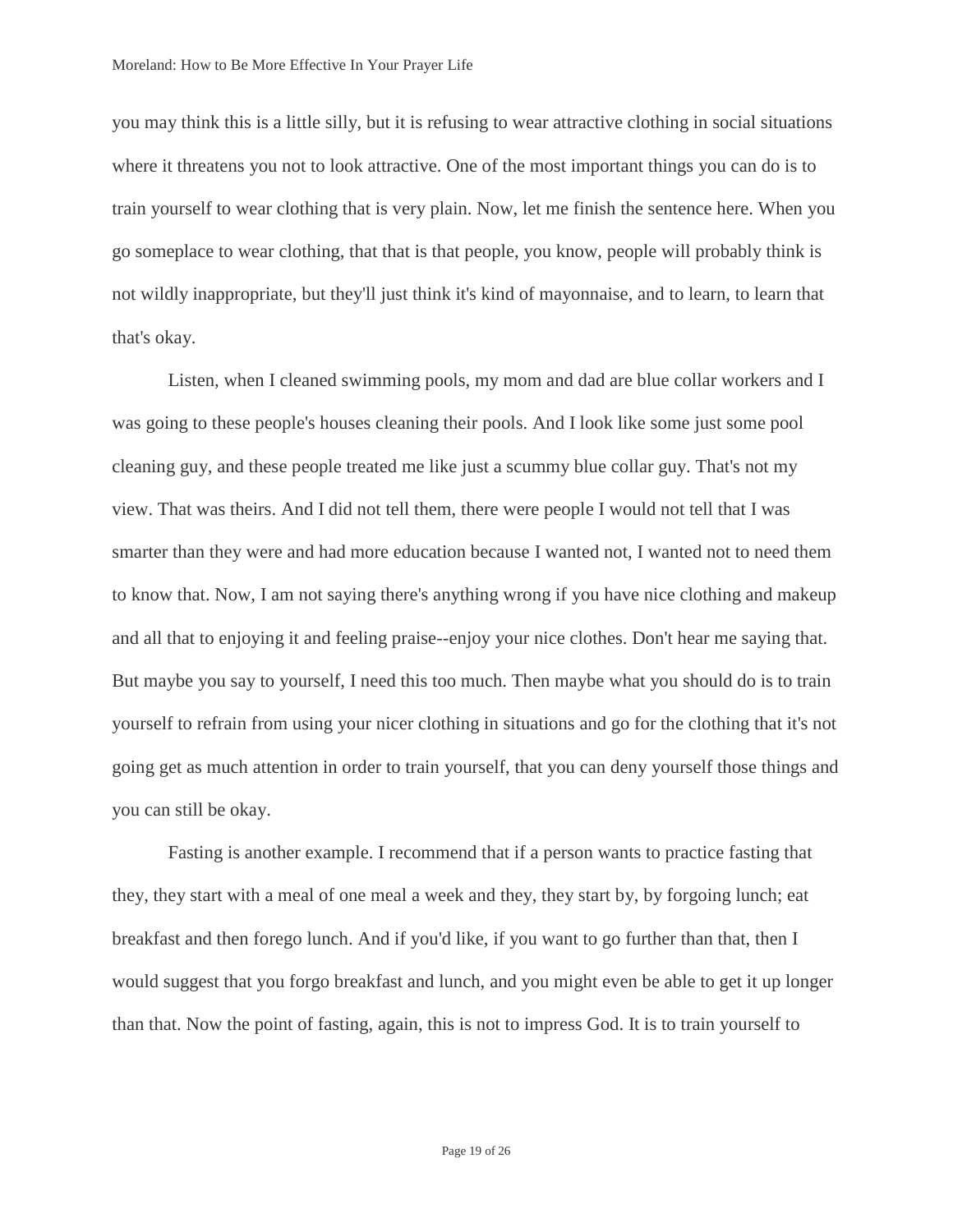you may think this is a little silly, but it is refusing to wear attractive clothing in social situations where it threatens you not to look attractive. One of the most important things you can do is to train yourself to wear clothing that is very plain. Now, let me finish the sentence here. When you go someplace to wear clothing, that that is that people, you know, people will probably think is not wildly inappropriate, but they'll just think it's kind of mayonnaise, and to learn, to learn that that's okay.

Listen, when I cleaned swimming pools, my mom and dad are blue collar workers and I was going to these people's houses cleaning their pools. And I look like some just some pool cleaning guy, and these people treated me like just a scummy blue collar guy. That's not my view. That was theirs. And I did not tell them, there were people I would not tell that I was smarter than they were and had more education because I wanted not, I wanted not to need them to know that. Now, I am not saying there's anything wrong if you have nice clothing and makeup and all that to enjoying it and feeling praise--enjoy your nice clothes. Don't hear me saying that. But maybe you say to yourself, I need this too much. Then maybe what you should do is to train yourself to refrain from using your nicer clothing in situations and go for the clothing that it's not going get as much attention in order to train yourself, that you can deny yourself those things and you can still be okay.

Fasting is another example. I recommend that if a person wants to practice fasting that they, they start with a meal of one meal a week and they, they start by, by forgoing lunch; eat breakfast and then forego lunch. And if you'd like, if you want to go further than that, then I would suggest that you forgo breakfast and lunch, and you might even be able to get it up longer than that. Now the point of fasting, again, this is not to impress God. It is to train yourself to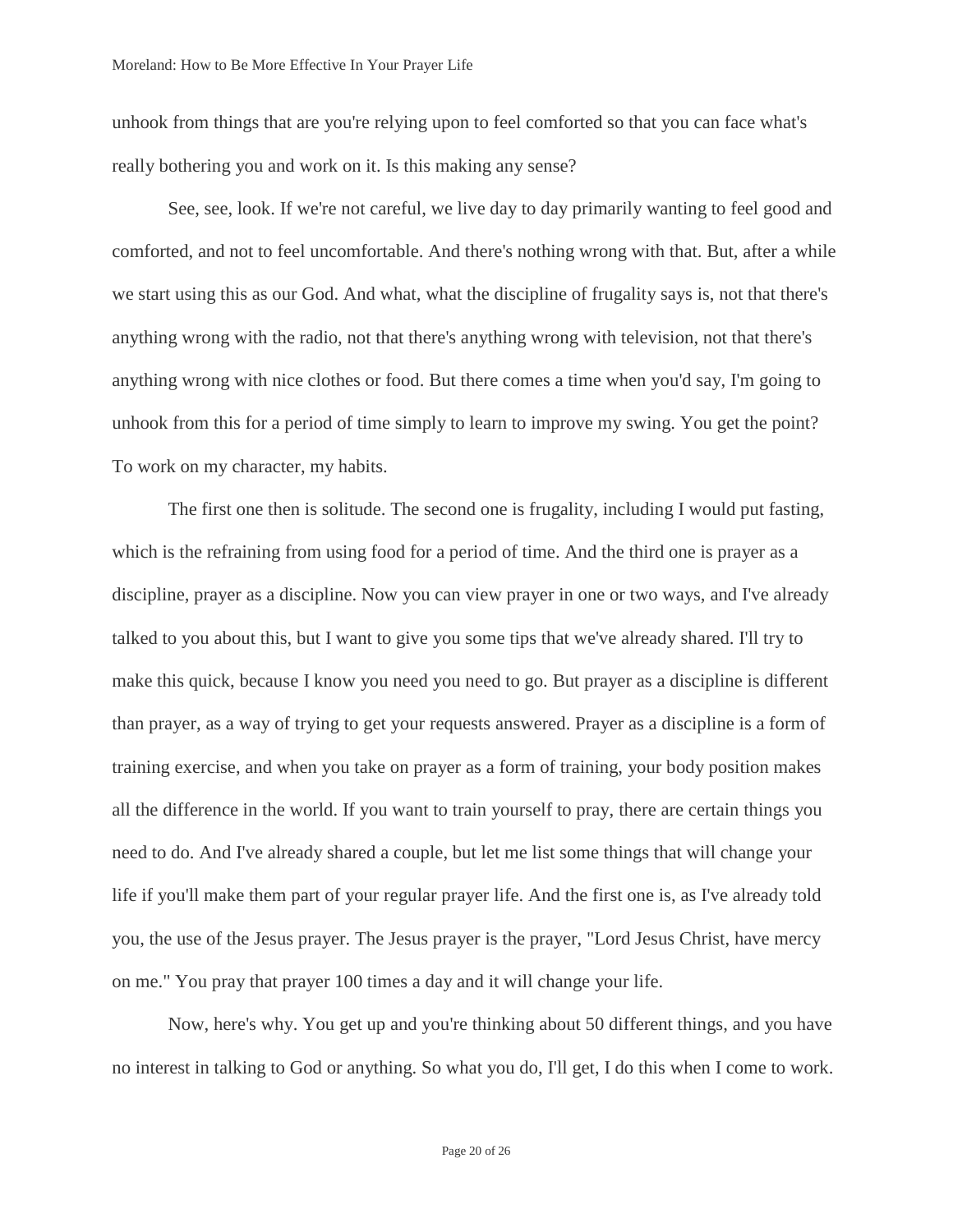unhook from things that are you're relying upon to feel comforted so that you can face what's really bothering you and work on it. Is this making any sense?

See, see, look. If we're not careful, we live day to day primarily wanting to feel good and comforted, and not to feel uncomfortable. And there's nothing wrong with that. But, after a while we start using this as our God. And what, what the discipline of frugality says is, not that there's anything wrong with the radio, not that there's anything wrong with television, not that there's anything wrong with nice clothes or food. But there comes a time when you'd say, I'm going to unhook from this for a period of time simply to learn to improve my swing. You get the point? To work on my character, my habits.

The first one then is solitude. The second one is frugality, including I would put fasting, which is the refraining from using food for a period of time. And the third one is prayer as a discipline, prayer as a discipline. Now you can view prayer in one or two ways, and I've already talked to you about this, but I want to give you some tips that we've already shared. I'll try to make this quick, because I know you need you need to go. But prayer as a discipline is different than prayer, as a way of trying to get your requests answered. Prayer as a discipline is a form of training exercise, and when you take on prayer as a form of training, your body position makes all the difference in the world. If you want to train yourself to pray, there are certain things you need to do. And I've already shared a couple, but let me list some things that will change your life if you'll make them part of your regular prayer life. And the first one is, as I've already told you, the use of the Jesus prayer. The Jesus prayer is the prayer, "Lord Jesus Christ, have mercy on me." You pray that prayer 100 times a day and it will change your life.

Now, here's why. You get up and you're thinking about 50 different things, and you have no interest in talking to God or anything. So what you do, I'll get, I do this when I come to work.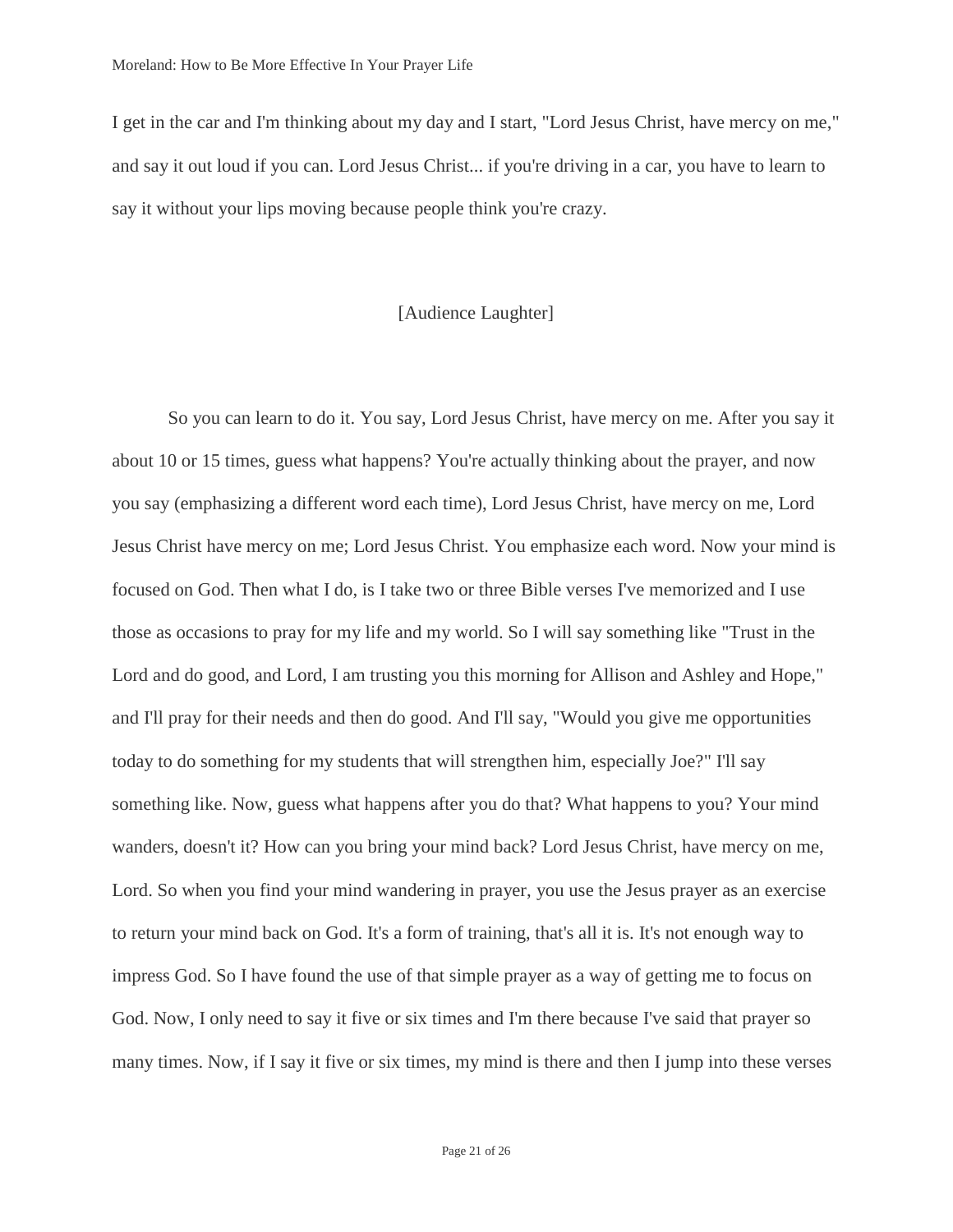I get in the car and I'm thinking about my day and I start, "Lord Jesus Christ, have mercy on me," and say it out loud if you can. Lord Jesus Christ... if you're driving in a car, you have to learn to say it without your lips moving because people think you're crazy.

[Audience Laughter]

So you can learn to do it. You say, Lord Jesus Christ, have mercy on me. After you say it about 10 or 15 times, guess what happens? You're actually thinking about the prayer, and now you say (emphasizing a different word each time), Lord Jesus Christ, have mercy on me, Lord Jesus Christ have mercy on me; Lord Jesus Christ. You emphasize each word. Now your mind is focused on God. Then what I do, is I take two or three Bible verses I've memorized and I use those as occasions to pray for my life and my world. So I will say something like "Trust in the Lord and do good, and Lord, I am trusting you this morning for Allison and Ashley and Hope," and I'll pray for their needs and then do good. And I'll say, "Would you give me opportunities today to do something for my students that will strengthen him, especially Joe?" I'll say something like. Now, guess what happens after you do that? What happens to you? Your mind wanders, doesn't it? How can you bring your mind back? Lord Jesus Christ, have mercy on me, Lord. So when you find your mind wandering in prayer, you use the Jesus prayer as an exercise to return your mind back on God. It's a form of training, that's all it is. It's not enough way to impress God. So I have found the use of that simple prayer as a way of getting me to focus on God. Now, I only need to say it five or six times and I'm there because I've said that prayer so many times. Now, if I say it five or six times, my mind is there and then I jump into these verses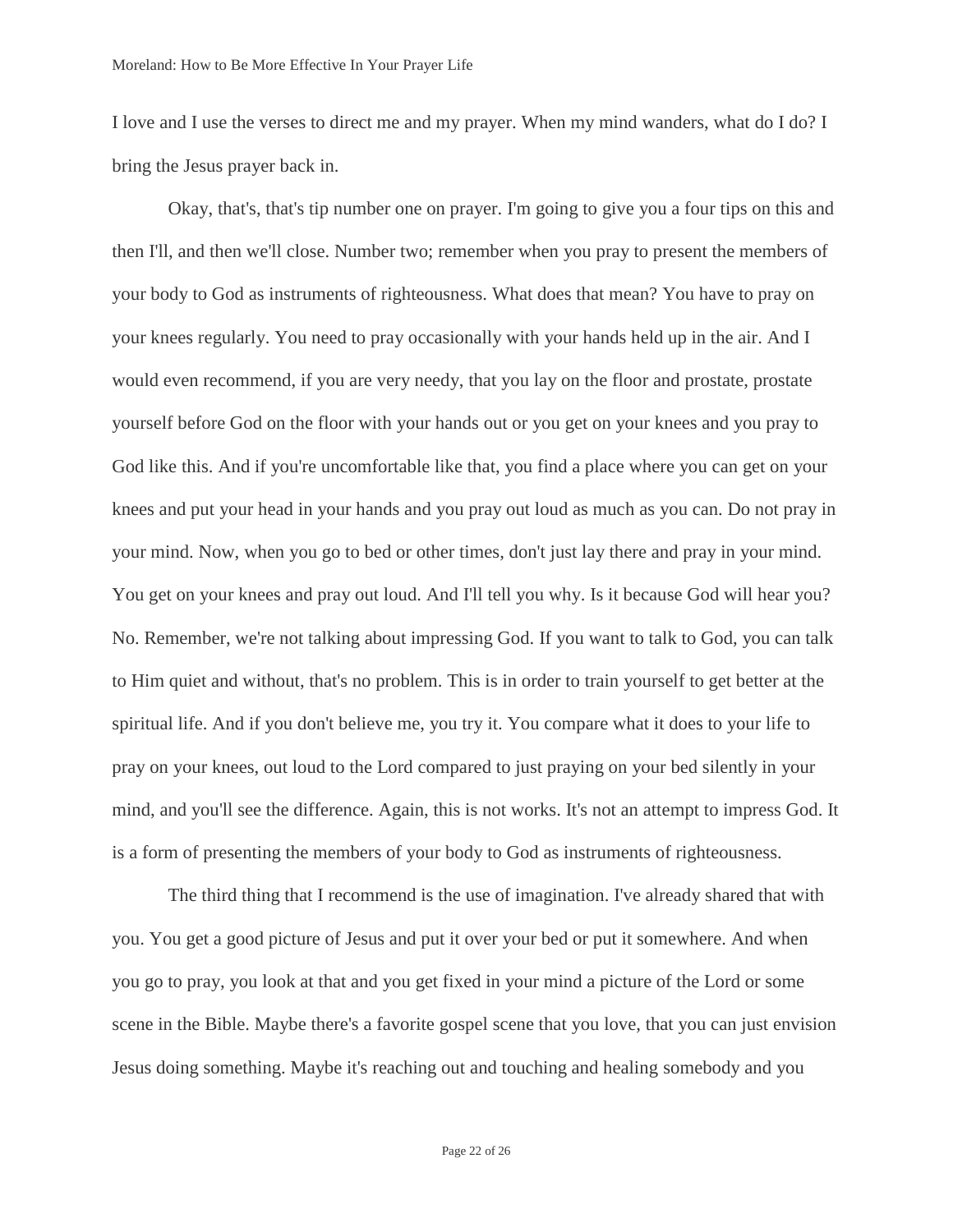I love and I use the verses to direct me and my prayer. When my mind wanders, what do I do? I bring the Jesus prayer back in.

Okay, that's, that's tip number one on prayer. I'm going to give you a four tips on this and then I'll, and then we'll close. Number two; remember when you pray to present the members of your body to God as instruments of righteousness. What does that mean? You have to pray on your knees regularly. You need to pray occasionally with your hands held up in the air. And I would even recommend, if you are very needy, that you lay on the floor and prostate, prostate yourself before God on the floor with your hands out or you get on your knees and you pray to God like this. And if you're uncomfortable like that, you find a place where you can get on your knees and put your head in your hands and you pray out loud as much as you can. Do not pray in your mind. Now, when you go to bed or other times, don't just lay there and pray in your mind. You get on your knees and pray out loud. And I'll tell you why. Is it because God will hear you? No. Remember, we're not talking about impressing God. If you want to talk to God, you can talk to Him quiet and without, that's no problem. This is in order to train yourself to get better at the spiritual life. And if you don't believe me, you try it. You compare what it does to your life to pray on your knees, out loud to the Lord compared to just praying on your bed silently in your mind, and you'll see the difference. Again, this is not works. It's not an attempt to impress God. It is a form of presenting the members of your body to God as instruments of righteousness.

The third thing that I recommend is the use of imagination. I've already shared that with you. You get a good picture of Jesus and put it over your bed or put it somewhere. And when you go to pray, you look at that and you get fixed in your mind a picture of the Lord or some scene in the Bible. Maybe there's a favorite gospel scene that you love, that you can just envision Jesus doing something. Maybe it's reaching out and touching and healing somebody and you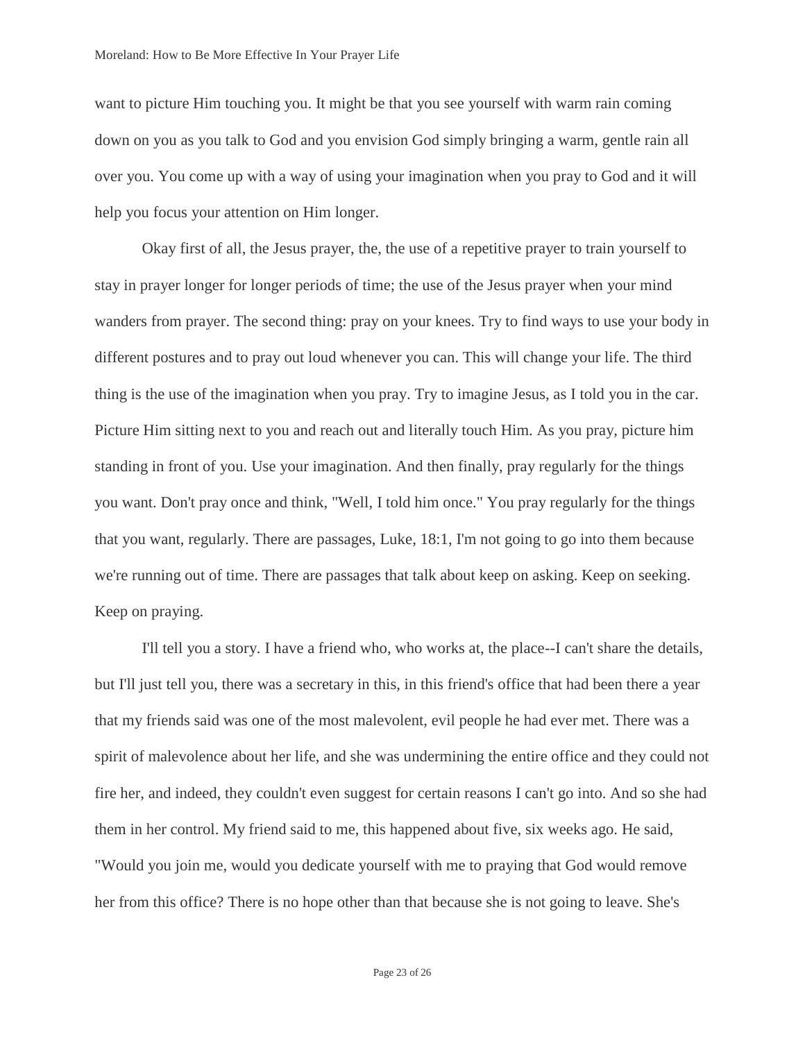want to picture Him touching you. It might be that you see yourself with warm rain coming down on you as you talk to God and you envision God simply bringing a warm, gentle rain all over you. You come up with a way of using your imagination when you pray to God and it will help you focus your attention on Him longer.

Okay first of all, the Jesus prayer, the, the use of a repetitive prayer to train yourself to stay in prayer longer for longer periods of time; the use of the Jesus prayer when your mind wanders from prayer. The second thing: pray on your knees. Try to find ways to use your body in different postures and to pray out loud whenever you can. This will change your life. The third thing is the use of the imagination when you pray. Try to imagine Jesus, as I told you in the car. Picture Him sitting next to you and reach out and literally touch Him. As you pray, picture him standing in front of you. Use your imagination. And then finally, pray regularly for the things you want. Don't pray once and think, "Well, I told him once." You pray regularly for the things that you want, regularly. There are passages, Luke, 18:1, I'm not going to go into them because we're running out of time. There are passages that talk about keep on asking. Keep on seeking. Keep on praying.

I'll tell you a story. I have a friend who, who works at, the place--I can't share the details, but I'll just tell you, there was a secretary in this, in this friend's office that had been there a year that my friends said was one of the most malevolent, evil people he had ever met. There was a spirit of malevolence about her life, and she was undermining the entire office and they could not fire her, and indeed, they couldn't even suggest for certain reasons I can't go into. And so she had them in her control. My friend said to me, this happened about five, six weeks ago. He said, "Would you join me, would you dedicate yourself with me to praying that God would remove her from this office? There is no hope other than that because she is not going to leave. She's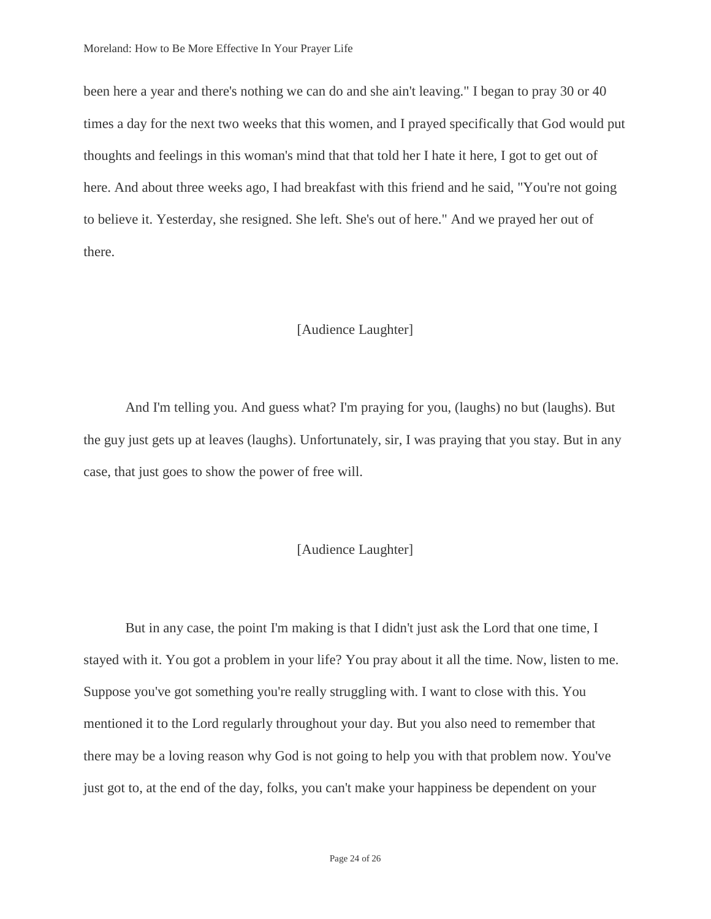been here a year and there's nothing we can do and she ain't leaving." I began to pray 30 or 40 times a day for the next two weeks that this women, and I prayed specifically that God would put thoughts and feelings in this woman's mind that that told her I hate it here, I got to get out of here. And about three weeks ago, I had breakfast with this friend and he said, "You're not going to believe it. Yesterday, she resigned. She left. She's out of here." And we prayed her out of there.

[Audience Laughter]

And I'm telling you. And guess what? I'm praying for you, (laughs) no but (laughs). But the guy just gets up at leaves (laughs). Unfortunately, sir, I was praying that you stay. But in any case, that just goes to show the power of free will.

[Audience Laughter]

But in any case, the point I'm making is that I didn't just ask the Lord that one time, I stayed with it. You got a problem in your life? You pray about it all the time. Now, listen to me. Suppose you've got something you're really struggling with. I want to close with this. You mentioned it to the Lord regularly throughout your day. But you also need to remember that there may be a loving reason why God is not going to help you with that problem now. You've just got to, at the end of the day, folks, you can't make your happiness be dependent on your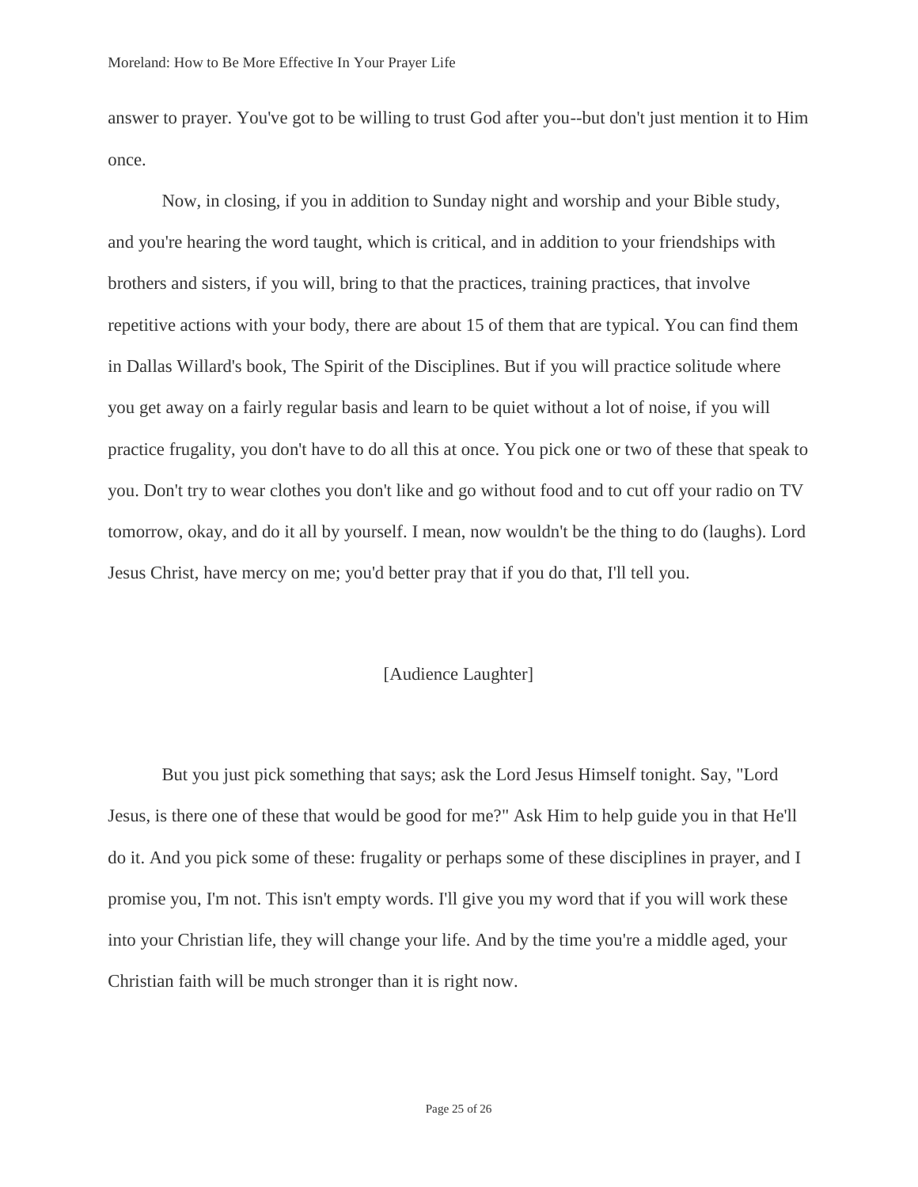answer to prayer. You've got to be willing to trust God after you--but don't just mention it to Him once.

Now, in closing, if you in addition to Sunday night and worship and your Bible study, and you're hearing the word taught, which is critical, and in addition to your friendships with brothers and sisters, if you will, bring to that the practices, training practices, that involve repetitive actions with your body, there are about 15 of them that are typical. You can find them in Dallas Willard's book, The Spirit of the Disciplines. But if you will practice solitude where you get away on a fairly regular basis and learn to be quiet without a lot of noise, if you will practice frugality, you don't have to do all this at once. You pick one or two of these that speak to you. Don't try to wear clothes you don't like and go without food and to cut off your radio on TV tomorrow, okay, and do it all by yourself. I mean, now wouldn't be the thing to do (laughs). Lord Jesus Christ, have mercy on me; you'd better pray that if you do that, I'll tell you.

[Audience Laughter]

But you just pick something that says; ask the Lord Jesus Himself tonight. Say, "Lord Jesus, is there one of these that would be good for me?" Ask Him to help guide you in that He'll do it. And you pick some of these: frugality or perhaps some of these disciplines in prayer, and I promise you, I'm not. This isn't empty words. I'll give you my word that if you will work these into your Christian life, they will change your life. And by the time you're a middle aged, your Christian faith will be much stronger than it is right now.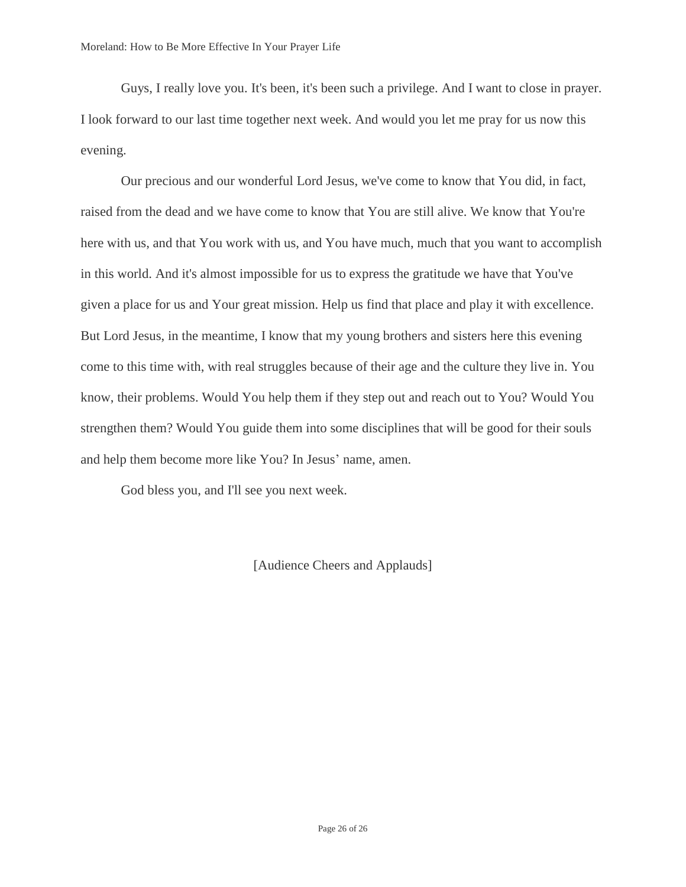Guys, I really love you. It's been, it's been such a privilege. And I want to close in prayer. I look forward to our last time together next week. And would you let me pray for us now this evening.

Our precious and our wonderful Lord Jesus, we've come to know that You did, in fact, raised from the dead and we have come to know that You are still alive. We know that You're here with us, and that You work with us, and You have much, much that you want to accomplish in this world. And it's almost impossible for us to express the gratitude we have that You've given a place for us and Your great mission. Help us find that place and play it with excellence. But Lord Jesus, in the meantime, I know that my young brothers and sisters here this evening come to this time with, with real struggles because of their age and the culture they live in. You know, their problems. Would You help them if they step out and reach out to You? Would You strengthen them? Would You guide them into some disciplines that will be good for their souls and help them become more like You? In Jesus' name, amen.

God bless you, and I'll see you next week.

[Audience Cheers and Applauds]